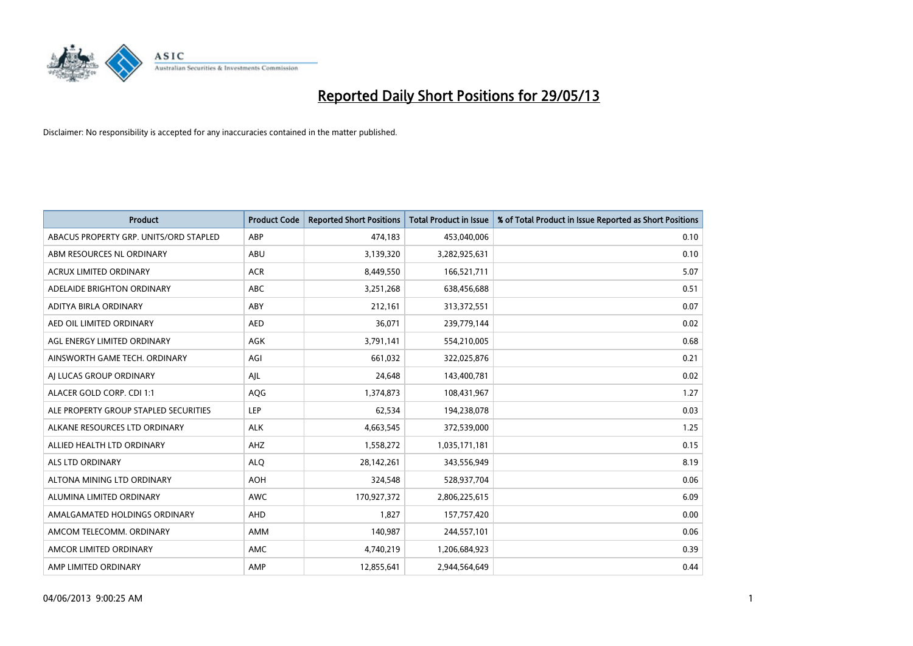# Reported Daily Short Positions for 29/05/13

Disclaimer: No responsibility is accepted for any inaccuracies contained in the matter published.

| Product | Product Code | Reported Short Positions | Total Product in Issue | % of Total Product in Issue Reported as Short Positions |
|---|---|---|---|---|
| ABACUS PROPERTY GRP. UNITS/ORD STAPLED | ABP | 474,183 | 453,040,006 | 0.10 |
| ABM RESOURCES NL ORDINARY | ABU | 3,139,320 | 3,282,925,631 | 0.10 |
| ACRUX LIMITED ORDINARY | ACR | 8,449,550 | 166,521,711 | 5.07 |
| ADELAIDE BRIGHTON ORDINARY | ABC | 3,251,268 | 638,456,688 | 0.51 |
| ADITYA BIRLA ORDINARY | ABY | 212,161 | 313,372,551 | 0.07 |
| AED OIL LIMITED ORDINARY | AED | 36,071 | 239,779,144 | 0.02 |
| AGL ENERGY LIMITED ORDINARY | AGK | 3,791,141 | 554,210,005 | 0.68 |
| AINSWORTH GAME TECH. ORDINARY | AGI | 661,032 | 322,025,876 | 0.21 |
| AJ LUCAS GROUP ORDINARY | AJL | 24,648 | 143,400,781 | 0.02 |
| ALACER GOLD CORP. CDI 1:1 | AQG | 1,374,873 | 108,431,967 | 1.27 |
| ALE PROPERTY GROUP STAPLED SECURITIES | LEP | 62,534 | 194,238,078 | 0.03 |
| ALKANE RESOURCES LTD ORDINARY | ALK | 4,663,545 | 372,539,000 | 1.25 |
| ALLIED HEALTH LTD ORDINARY | AHZ | 1,558,272 | 1,035,171,181 | 0.15 |
| ALS LTD ORDINARY | ALQ | 28,142,261 | 343,556,949 | 8.19 |
| ALTONA MINING LTD ORDINARY | AOH | 324,548 | 528,937,704 | 0.06 |
| ALUMINA LIMITED ORDINARY | AWC | 170,927,372 | 2,806,225,615 | 6.09 |
| AMALGAMATED HOLDINGS ORDINARY | AHD | 1,827 | 157,757,420 | 0.00 |
| AMCOM TELECOMM. ORDINARY | AMM | 140,987 | 244,557,101 | 0.06 |
| AMCOR LIMITED ORDINARY | AMC | 4,740,219 | 1,206,684,923 | 0.39 |
| AMP LIMITED ORDINARY | AMP | 12,855,641 | 2,944,564,649 | 0.44 |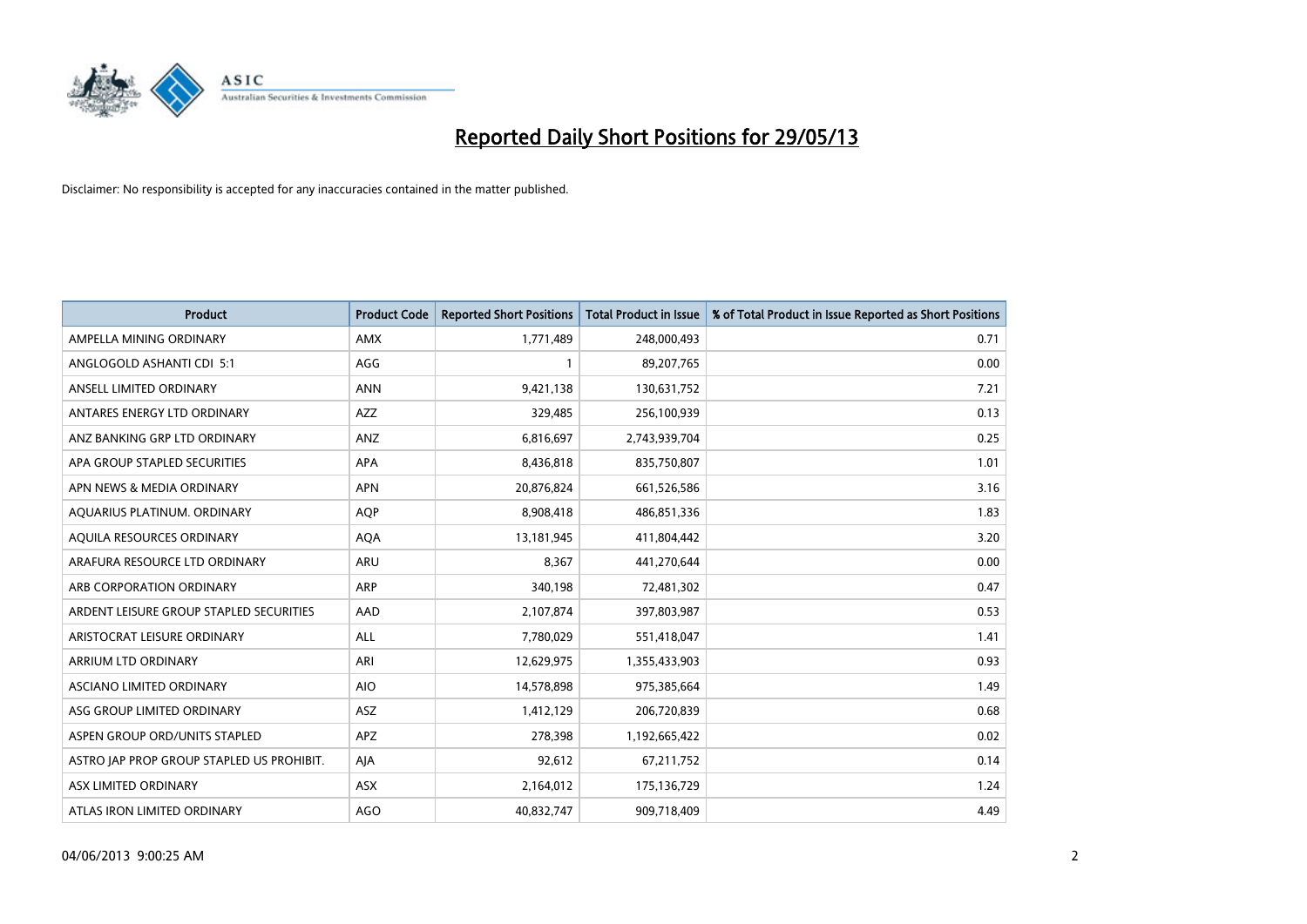# Reported Daily Short Positions for 29/05/13

Disclaimer: No responsibility is accepted for any inaccuracies contained in the matter published.

| Product | Product Code | Reported Short Positions | Total Product in Issue | % of Total Product in Issue Reported as Short Positions |
|---|---|---|---|---|
| AMPELLA MINING ORDINARY | AMX | 1,771,489 | 248,000,493 | 0.71 |
| ANGLOGOLD ASHANTI CDI 5:1 | AGG | 1 | 89,207,765 | 0.00 |
| ANSELL LIMITED ORDINARY | ANN | 9,421,138 | 130,631,752 | 7.21 |
| ANTARES ENERGY LTD ORDINARY | AZZ | 329,485 | 256,100,939 | 0.13 |
| ANZ BANKING GRP LTD ORDINARY | ANZ | 6,816,697 | 2,743,939,704 | 0.25 |
| APA GROUP STAPLED SECURITIES | APA | 8,436,818 | 835,750,807 | 1.01 |
| APN NEWS & MEDIA ORDINARY | APN | 20,876,824 | 661,526,586 | 3.16 |
| AQUARIUS PLATINUM. ORDINARY | AQP | 8,908,418 | 486,851,336 | 1.83 |
| AQUILA RESOURCES ORDINARY | AQA | 13,181,945 | 411,804,442 | 3.20 |
| ARAFURA RESOURCE LTD ORDINARY | ARU | 8,367 | 441,270,644 | 0.00 |
| ARB CORPORATION ORDINARY | ARP | 340,198 | 72,481,302 | 0.47 |
| ARDENT LEISURE GROUP STAPLED SECURITIES | AAD | 2,107,874 | 397,803,987 | 0.53 |
| ARISTOCRAT LEISURE ORDINARY | ALL | 7,780,029 | 551,418,047 | 1.41 |
| ARRIUM LTD ORDINARY | ARI | 12,629,975 | 1,355,433,903 | 0.93 |
| ASCIANO LIMITED ORDINARY | AIO | 14,578,898 | 975,385,664 | 1.49 |
| ASG GROUP LIMITED ORDINARY | ASZ | 1,412,129 | 206,720,839 | 0.68 |
| ASPEN GROUP ORD/UNITS STAPLED | APZ | 278,398 | 1,192,665,422 | 0.02 |
| ASTRO JAP PROP GROUP STAPLED US PROHIBIT. | AJA | 92,612 | 67,211,752 | 0.14 |
| ASX LIMITED ORDINARY | ASX | 2,164,012 | 175,136,729 | 1.24 |
| ATLAS IRON LIMITED ORDINARY | AGO | 40,832,747 | 909,718,409 | 4.49 |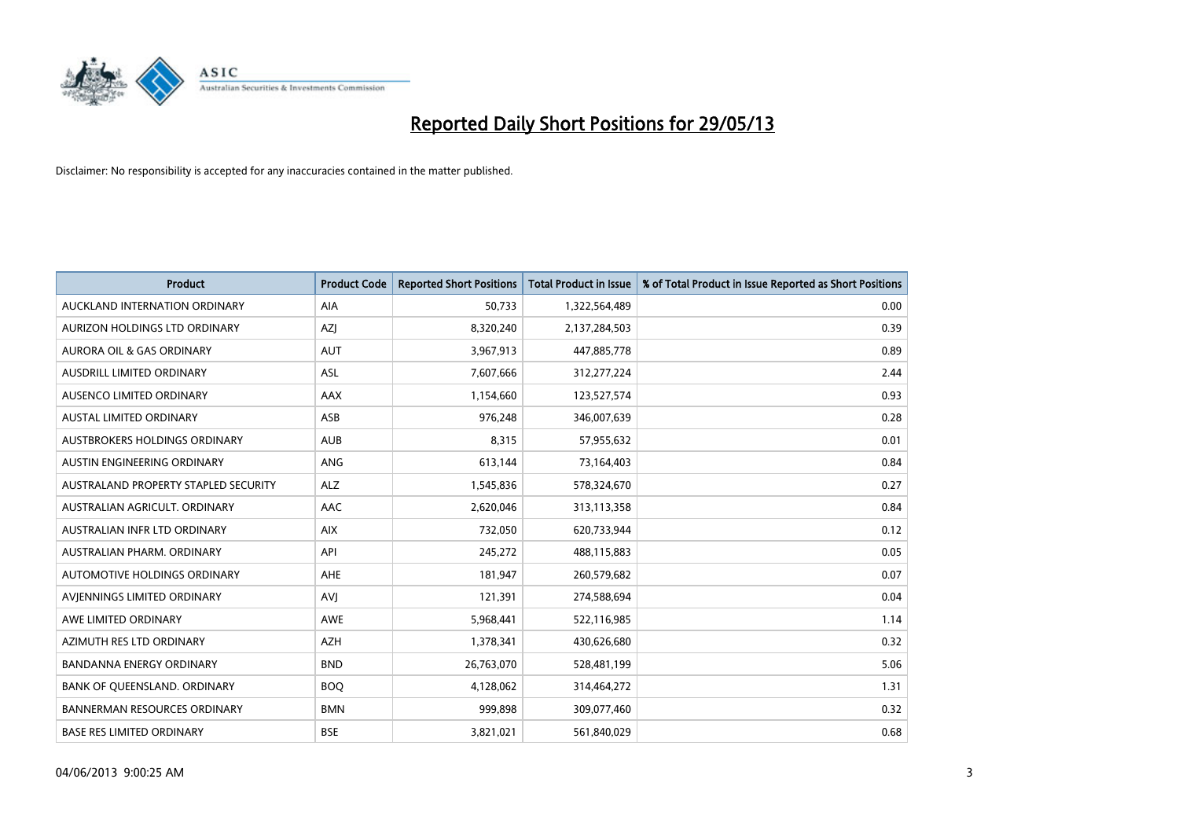# Reported Daily Short Positions for 29/05/13

Disclaimer: No responsibility is accepted for any inaccuracies contained in the matter published.

| Product | Product Code | Reported Short Positions | Total Product in Issue | % of Total Product in Issue Reported as Short Positions |
|---|---|---|---|---|
| AUCKLAND INTERNATION ORDINARY | AIA | 50,733 | 1,322,564,489 | 0.00 |
| AURIZON HOLDINGS LTD ORDINARY | AZJ | 8,320,240 | 2,137,284,503 | 0.39 |
| AURORA OIL & GAS ORDINARY | AUT | 3,967,913 | 447,885,778 | 0.89 |
| AUSDRILL LIMITED ORDINARY | ASL | 7,607,666 | 312,277,224 | 2.44 |
| AUSENCO LIMITED ORDINARY | AAX | 1,154,660 | 123,527,574 | 0.93 |
| AUSTAL LIMITED ORDINARY | ASB | 976,248 | 346,007,639 | 0.28 |
| AUSTBROKERS HOLDINGS ORDINARY | AUB | 8,315 | 57,955,632 | 0.01 |
| AUSTIN ENGINEERING ORDINARY | ANG | 613,144 | 73,164,403 | 0.84 |
| AUSTRALAND PROPERTY STAPLED SECURITY | ALZ | 1,545,836 | 578,324,670 | 0.27 |
| AUSTRALIAN AGRICULT. ORDINARY | AAC | 2,620,046 | 313,113,358 | 0.84 |
| AUSTRALIAN INFR LTD ORDINARY | AIX | 732,050 | 620,733,944 | 0.12 |
| AUSTRALIAN PHARM. ORDINARY | API | 245,272 | 488,115,883 | 0.05 |
| AUTOMOTIVE HOLDINGS ORDINARY | AHE | 181,947 | 260,579,682 | 0.07 |
| AVJENNINGS LIMITED ORDINARY | AVJ | 121,391 | 274,588,694 | 0.04 |
| AWE LIMITED ORDINARY | AWE | 5,968,441 | 522,116,985 | 1.14 |
| AZIMUTH RES LTD ORDINARY | AZH | 1,378,341 | 430,626,680 | 0.32 |
| BANDANNA ENERGY ORDINARY | BND | 26,763,070 | 528,481,199 | 5.06 |
| BANK OF QUEENSLAND. ORDINARY | BOQ | 4,128,062 | 314,464,272 | 1.31 |
| BANNERMAN RESOURCES ORDINARY | BMN | 999,898 | 309,077,460 | 0.32 |
| BASE RES LIMITED ORDINARY | BSE | 3,821,021 | 561,840,029 | 0.68 |

04/06/2013 9:00:25 AM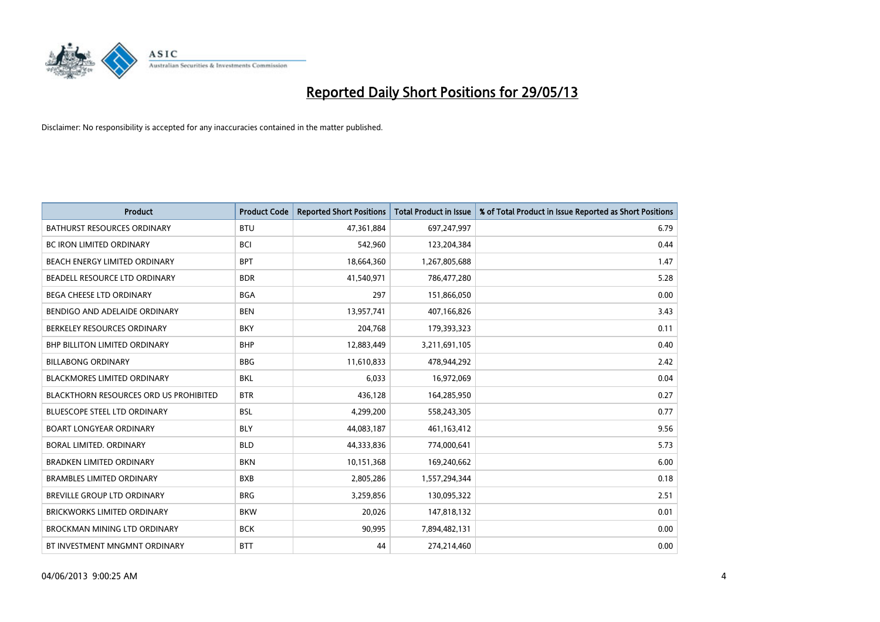# Reported Daily Short Positions for 29/05/13

Disclaimer: No responsibility is accepted for any inaccuracies contained in the matter published.

| Product | Product Code | Reported Short Positions | Total Product in Issue | % of Total Product in Issue Reported as Short Positions |
|---|---|---|---|---|
| BATHURST RESOURCES ORDINARY | BTU | 47,361,884 | 697,247,997 | 6.79 |
| BC IRON LIMITED ORDINARY | BCI | 542,960 | 123,204,384 | 0.44 |
| BEACH ENERGY LIMITED ORDINARY | BPT | 18,664,360 | 1,267,805,688 | 1.47 |
| BEADELL RESOURCE LTD ORDINARY | BDR | 41,540,971 | 786,477,280 | 5.28 |
| BEGA CHEESE LTD ORDINARY | BGA | 297 | 151,866,050 | 0.00 |
| BENDIGO AND ADELAIDE ORDINARY | BEN | 13,957,741 | 407,166,826 | 3.43 |
| BERKELEY RESOURCES ORDINARY | BKY | 204,768 | 179,393,323 | 0.11 |
| BHP BILLITON LIMITED ORDINARY | BHP | 12,883,449 | 3,211,691,105 | 0.40 |
| BILLABONG ORDINARY | BBG | 11,610,833 | 478,944,292 | 2.42 |
| BLACKMORES LIMITED ORDINARY | BKL | 6,033 | 16,972,069 | 0.04 |
| BLACKTHORN RESOURCES ORD US PROHIBITED | BTR | 436,128 | 164,285,950 | 0.27 |
| BLUESCOPE STEEL LTD ORDINARY | BSL | 4,299,200 | 558,243,305 | 0.77 |
| BOART LONGYEAR ORDINARY | BLY | 44,083,187 | 461,163,412 | 9.56 |
| BORAL LIMITED. ORDINARY | BLD | 44,333,836 | 774,000,641 | 5.73 |
| BRADKEN LIMITED ORDINARY | BKN | 10,151,368 | 169,240,662 | 6.00 |
| BRAMBLES LIMITED ORDINARY | BXB | 2,805,286 | 1,557,294,344 | 0.18 |
| BREVILLE GROUP LTD ORDINARY | BRG | 3,259,856 | 130,095,322 | 2.51 |
| BRICKWORKS LIMITED ORDINARY | BKW | 20,026 | 147,818,132 | 0.01 |
| BROCKMAN MINING LTD ORDINARY | BCK | 90,995 | 7,894,482,131 | 0.00 |
| BT INVESTMENT MNGMNT ORDINARY | BTT | 44 | 274,214,460 | 0.00 |

04/06/2013 9:00:25 AM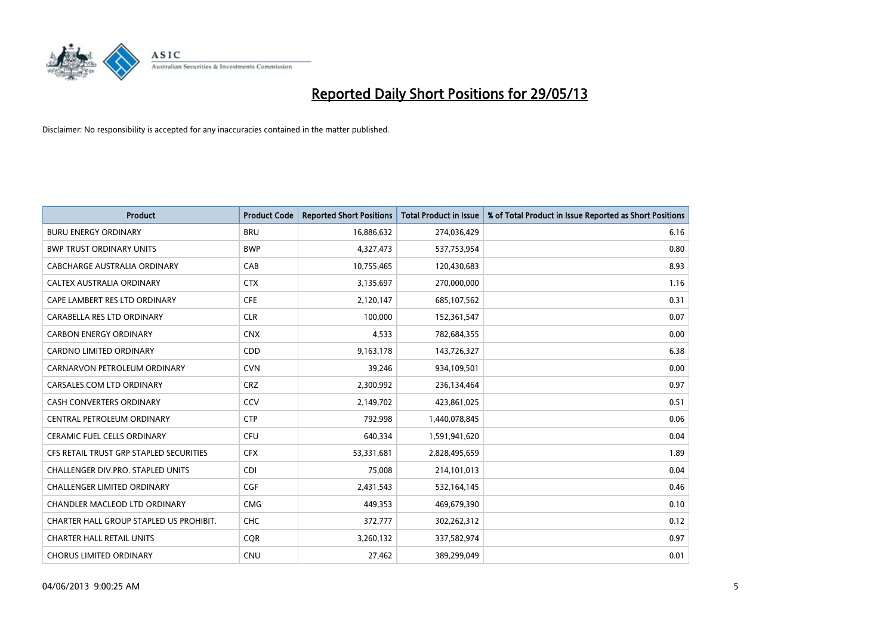# Reported Daily Short Positions for 29/05/13

Disclaimer: No responsibility is accepted for any inaccuracies contained in the matter published.

| Product | Product Code | Reported Short Positions | Total Product in Issue | % of Total Product in Issue Reported as Short Positions |
|---|---|---|---|---|
| BURU ENERGY ORDINARY | BRU | 16,886,632 | 274,036,429 | 6.16 |
| BWP TRUST ORDINARY UNITS | BWP | 4,327,473 | 537,753,954 | 0.80 |
| CABCHARGE AUSTRALIA ORDINARY | CAB | 10,755,465 | 120,430,683 | 8.93 |
| CALTEX AUSTRALIA ORDINARY | CTX | 3,135,697 | 270,000,000 | 1.16 |
| CAPE LAMBERT RES LTD ORDINARY | CFE | 2,120,147 | 685,107,562 | 0.31 |
| CARABELLA RES LTD ORDINARY | CLR | 100,000 | 152,361,547 | 0.07 |
| CARBON ENERGY ORDINARY | CNX | 4,533 | 782,684,355 | 0.00 |
| CARDNO LIMITED ORDINARY | CDD | 9,163,178 | 143,726,327 | 6.38 |
| CARNARVON PETROLEUM ORDINARY | CVN | 39,246 | 934,109,501 | 0.00 |
| CARSALES.COM LTD ORDINARY | CRZ | 2,300,992 | 236,134,464 | 0.97 |
| CASH CONVERTERS ORDINARY | CCV | 2,149,702 | 423,861,025 | 0.51 |
| CENTRAL PETROLEUM ORDINARY | CTP | 792,998 | 1,440,078,845 | 0.06 |
| CERAMIC FUEL CELLS ORDINARY | CFU | 640,334 | 1,591,941,620 | 0.04 |
| CFS RETAIL TRUST GRP STAPLED SECURITIES | CFX | 53,331,681 | 2,828,495,659 | 1.89 |
| CHALLENGER DIV.PRO. STAPLED UNITS | CDI | 75,008 | 214,101,013 | 0.04 |
| CHALLENGER LIMITED ORDINARY | CGF | 2,431,543 | 532,164,145 | 0.46 |
| CHANDLER MACLEOD LTD ORDINARY | CMG | 449,353 | 469,679,390 | 0.10 |
| CHARTER HALL GROUP STAPLED US PROHIBIT. | CHC | 372,777 | 302,262,312 | 0.12 |
| CHARTER HALL RETAIL UNITS | CQR | 3,260,132 | 337,582,974 | 0.97 |
| CHORUS LIMITED ORDINARY | CNU | 27,462 | 389,299,049 | 0.01 |

04/06/2013 9:00:25 AM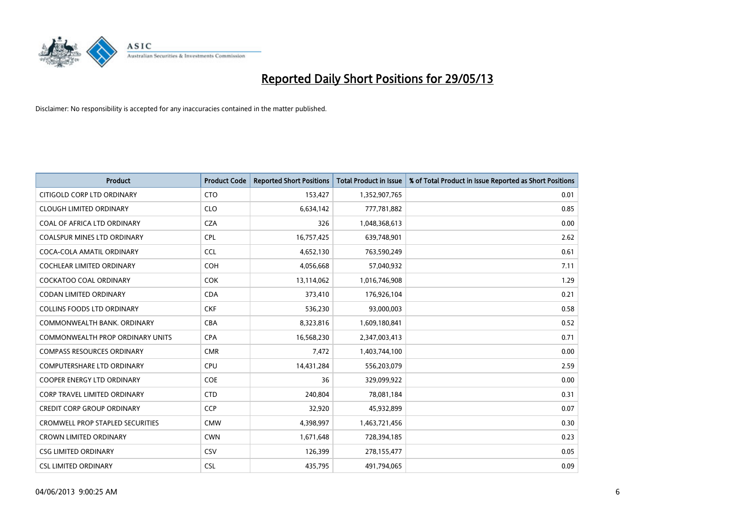# Reported Daily Short Positions for 29/05/13

Disclaimer: No responsibility is accepted for any inaccuracies contained in the matter published.

| Product | Product Code | Reported Short Positions | Total Product in Issue | % of Total Product in Issue Reported as Short Positions |
| --- | --- | --- | --- | --- |
| CITIGOLD CORP LTD ORDINARY | CTO | 153,427 | 1,352,907,765 | 0.01 |
| CLOUGH LIMITED ORDINARY | CLO | 6,634,142 | 777,781,882 | 0.85 |
| COAL OF AFRICA LTD ORDINARY | CZA | 326 | 1,048,368,613 | 0.00 |
| COALSPUR MINES LTD ORDINARY | CPL | 16,757,425 | 639,748,901 | 2.62 |
| COCA-COLA AMATIL ORDINARY | CCL | 4,652,130 | 763,590,249 | 0.61 |
| COCHLEAR LIMITED ORDINARY | COH | 4,056,668 | 57,040,932 | 7.11 |
| COCKATOO COAL ORDINARY | COK | 13,114,062 | 1,016,746,908 | 1.29 |
| CODAN LIMITED ORDINARY | CDA | 373,410 | 176,926,104 | 0.21 |
| COLLINS FOODS LTD ORDINARY | CKF | 536,230 | 93,000,003 | 0.58 |
| COMMONWEALTH BANK. ORDINARY | CBA | 8,323,816 | 1,609,180,841 | 0.52 |
| COMMONWEALTH PROP ORDINARY UNITS | CPA | 16,568,230 | 2,347,003,413 | 0.71 |
| COMPASS RESOURCES ORDINARY | CMR | 7,472 | 1,403,744,100 | 0.00 |
| COMPUTERSHARE LTD ORDINARY | CPU | 14,431,284 | 556,203,079 | 2.59 |
| COOPER ENERGY LTD ORDINARY | COE | 36 | 329,099,922 | 0.00 |
| CORP TRAVEL LIMITED ORDINARY | CTD | 240,804 | 78,081,184 | 0.31 |
| CREDIT CORP GROUP ORDINARY | CCP | 32,920 | 45,932,899 | 0.07 |
| CROMWELL PROP STAPLED SECURITIES | CMW | 4,398,997 | 1,463,721,456 | 0.30 |
| CROWN LIMITED ORDINARY | CWN | 1,671,648 | 728,394,185 | 0.23 |
| CSG LIMITED ORDINARY | CSV | 126,399 | 278,155,477 | 0.05 |
| CSL LIMITED ORDINARY | CSL | 435,795 | 491,794,065 | 0.09 |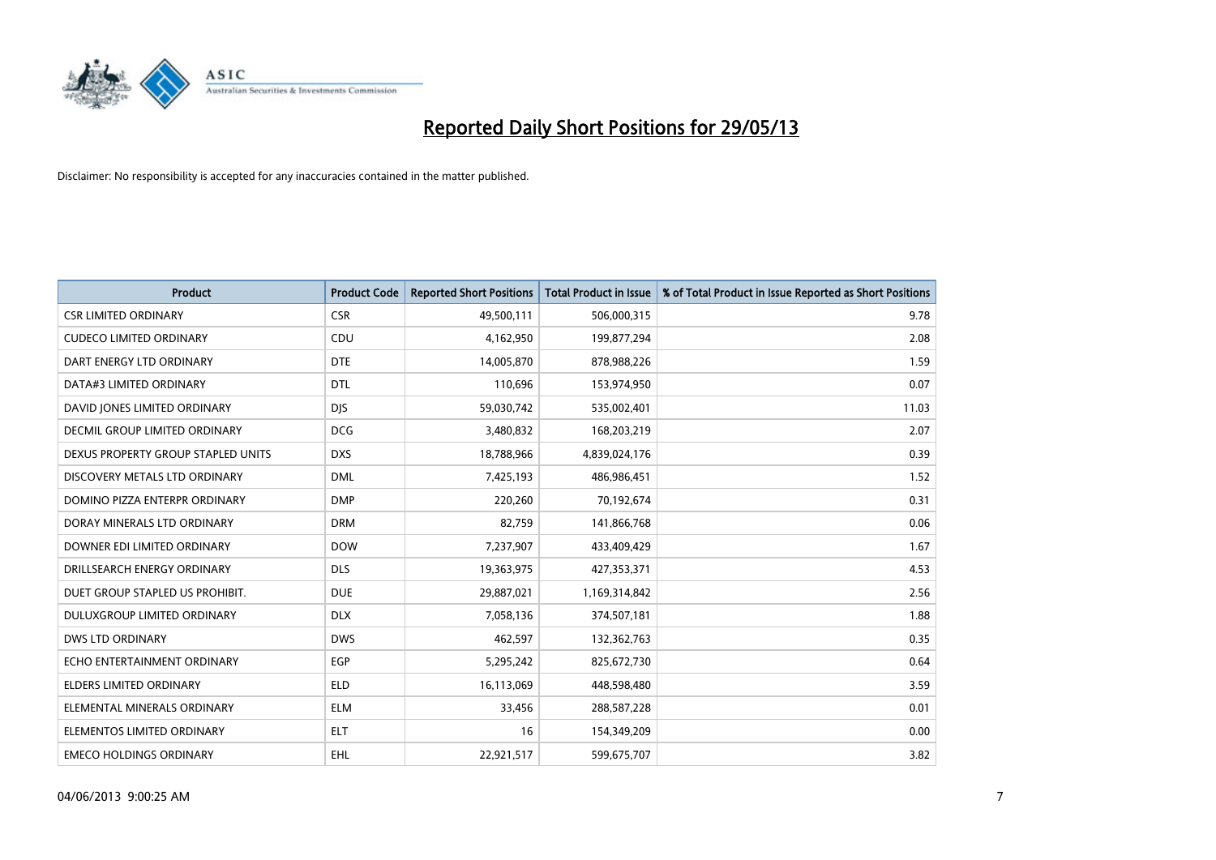# Reported Daily Short Positions for 29/05/13

Disclaimer: No responsibility is accepted for any inaccuracies contained in the matter published.

| Product | Product Code | Reported Short Positions | Total Product in Issue | % of Total Product in Issue Reported as Short Positions |
|---|---|---|---|---|
| CSR LIMITED ORDINARY | CSR | 49,500,111 | 506,000,315 | 9.78 |
| CUDECO LIMITED ORDINARY | CDU | 4,162,950 | 199,877,294 | 2.08 |
| DART ENERGY LTD ORDINARY | DTE | 14,005,870 | 878,988,226 | 1.59 |
| DATA#3 LIMITED ORDINARY | DTL | 110,696 | 153,974,950 | 0.07 |
| DAVID JONES LIMITED ORDINARY | DJS | 59,030,742 | 535,002,401 | 11.03 |
| DECMIL GROUP LIMITED ORDINARY | DCG | 3,480,832 | 168,203,219 | 2.07 |
| DEXUS PROPERTY GROUP STAPLED UNITS | DXS | 18,788,966 | 4,839,024,176 | 0.39 |
| DISCOVERY METALS LTD ORDINARY | DML | 7,425,193 | 486,986,451 | 1.52 |
| DOMINO PIZZA ENTERPR ORDINARY | DMP | 220,260 | 70,192,674 | 0.31 |
| DORAY MINERALS LTD ORDINARY | DRM | 82,759 | 141,866,768 | 0.06 |
| DOWNER EDI LIMITED ORDINARY | DOW | 7,237,907 | 433,409,429 | 1.67 |
| DRILLSEARCH ENERGY ORDINARY | DLS | 19,363,975 | 427,353,371 | 4.53 |
| DUET GROUP STAPLED US PROHIBIT. | DUE | 29,887,021 | 1,169,314,842 | 2.56 |
| DULUXGROUP LIMITED ORDINARY | DLX | 7,058,136 | 374,507,181 | 1.88 |
| DWS LTD ORDINARY | DWS | 462,597 | 132,362,763 | 0.35 |
| ECHO ENTERTAINMENT ORDINARY | EGP | 5,295,242 | 825,672,730 | 0.64 |
| ELDERS LIMITED ORDINARY | ELD | 16,113,069 | 448,598,480 | 3.59 |
| ELEMENTAL MINERALS ORDINARY | ELM | 33,456 | 288,587,228 | 0.01 |
| ELEMENTOS LIMITED ORDINARY | ELT | 16 | 154,349,209 | 0.00 |
| EMECO HOLDINGS ORDINARY | EHL | 22,921,517 | 599,675,707 | 3.82 |

04/06/2013 9:00:25 AM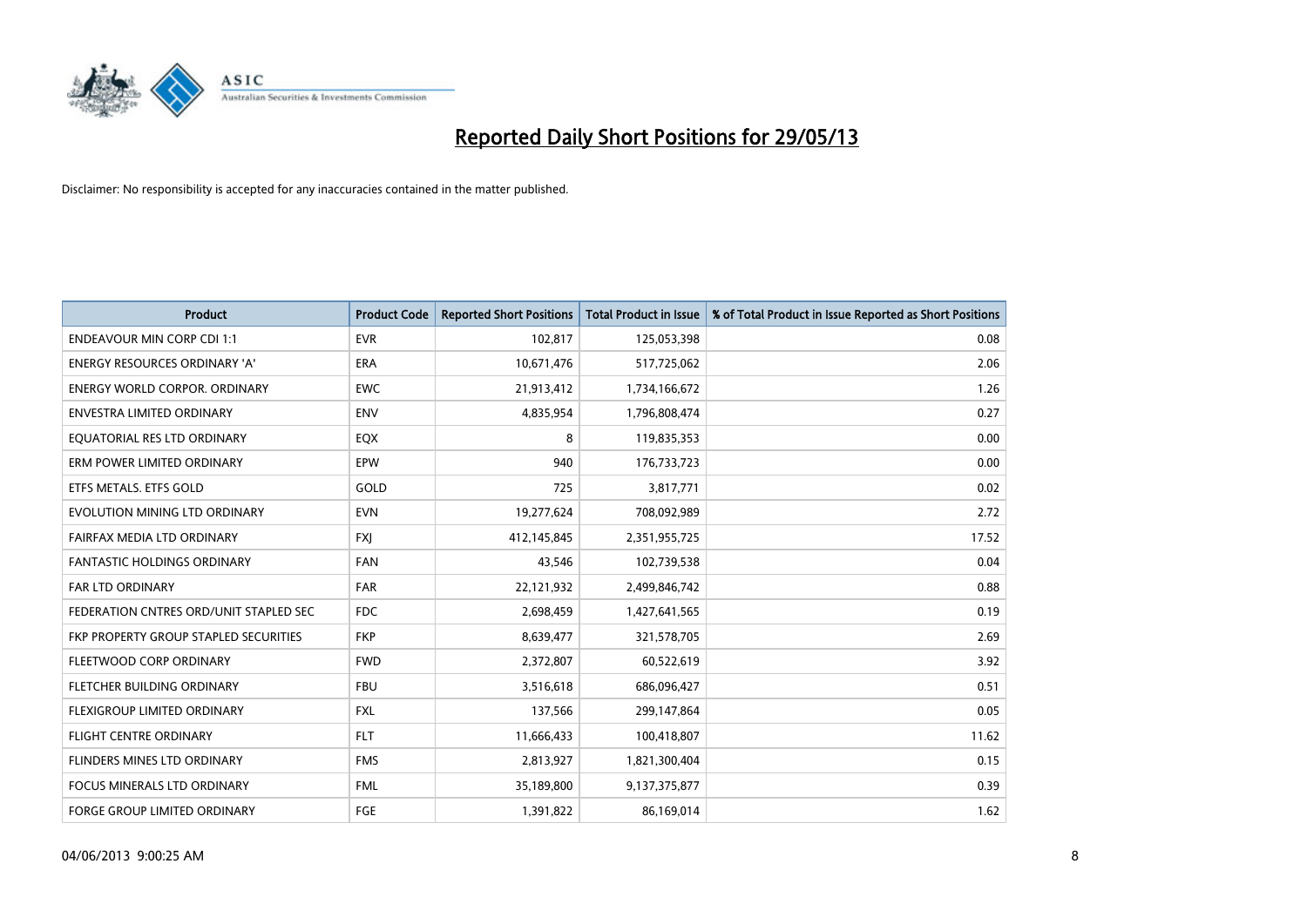# Reported Daily Short Positions for 29/05/13

Disclaimer: No responsibility is accepted for any inaccuracies contained in the matter published.

| Product | Product Code | Reported Short Positions | Total Product in Issue | % of Total Product in Issue Reported as Short Positions |
|---|---|---|---|---|
| ENDEAVOUR MIN CORP CDI 1:1 | EVR | 102,817 | 125,053,398 | 0.08 |
| ENERGY RESOURCES ORDINARY 'A' | ERA | 10,671,476 | 517,725,062 | 2.06 |
| ENERGY WORLD CORPOR. ORDINARY | EWC | 21,913,412 | 1,734,166,672 | 1.26 |
| ENVESTRA LIMITED ORDINARY | ENV | 4,835,954 | 1,796,808,474 | 0.27 |
| EQUATORIAL RES LTD ORDINARY | EQX | 8 | 119,835,353 | 0.00 |
| ERM POWER LIMITED ORDINARY | EPW | 940 | 176,733,723 | 0.00 |
| ETFS METALS. ETFS GOLD | GOLD | 725 | 3,817,771 | 0.02 |
| EVOLUTION MINING LTD ORDINARY | EVN | 19,277,624 | 708,092,989 | 2.72 |
| FAIRFAX MEDIA LTD ORDINARY | FXJ | 412,145,845 | 2,351,955,725 | 17.52 |
| FANTASTIC HOLDINGS ORDINARY | FAN | 43,546 | 102,739,538 | 0.04 |
| FAR LTD ORDINARY | FAR | 22,121,932 | 2,499,846,742 | 0.88 |
| FEDERATION CNTRES ORD/UNIT STAPLED SEC | FDC | 2,698,459 | 1,427,641,565 | 0.19 |
| FKP PROPERTY GROUP STAPLED SECURITIES | FKP | 8,639,477 | 321,578,705 | 2.69 |
| FLEETWOOD CORP ORDINARY | FWD | 2,372,807 | 60,522,619 | 3.92 |
| FLETCHER BUILDING ORDINARY | FBU | 3,516,618 | 686,096,427 | 0.51 |
| FLEXIGROUP LIMITED ORDINARY | FXL | 137,566 | 299,147,864 | 0.05 |
| FLIGHT CENTRE ORDINARY | FLT | 11,666,433 | 100,418,807 | 11.62 |
| FLINDERS MINES LTD ORDINARY | FMS | 2,813,927 | 1,821,300,404 | 0.15 |
| FOCUS MINERALS LTD ORDINARY | FML | 35,189,800 | 9,137,375,877 | 0.39 |
| FORGE GROUP LIMITED ORDINARY | FGE | 1,391,822 | 86,169,014 | 1.62 |

04/06/2013 9:00:25 AM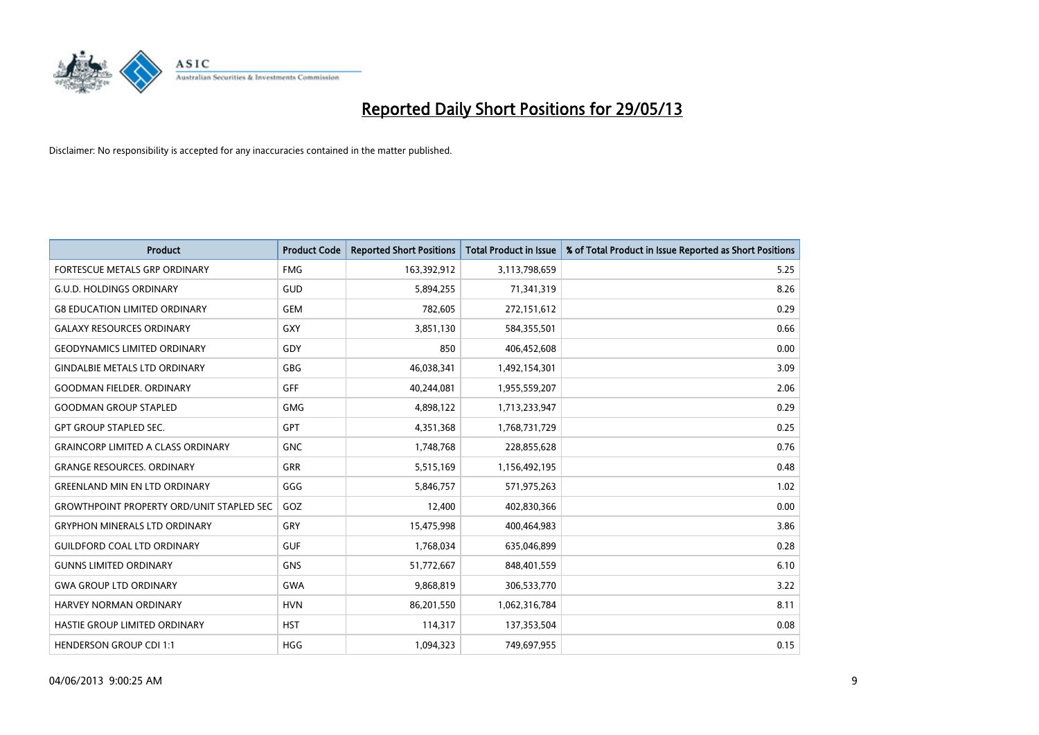# Reported Daily Short Positions for 29/05/13

Disclaimer: No responsibility is accepted for any inaccuracies contained in the matter published.

| Product | Product Code | Reported Short Positions | Total Product in Issue | % of Total Product in Issue Reported as Short Positions |
|---|---|---|---|---|
| FORTESCUE METALS GRP ORDINARY | FMG | 163,392,912 | 3,113,798,659 | 5.25 |
| G.U.D. HOLDINGS ORDINARY | GUD | 5,894,255 | 71,341,319 | 8.26 |
| G8 EDUCATION LIMITED ORDINARY | GEM | 782,605 | 272,151,612 | 0.29 |
| GALAXY RESOURCES ORDINARY | GXY | 3,851,130 | 584,355,501 | 0.66 |
| GEODYNAMICS LIMITED ORDINARY | GDY | 850 | 406,452,608 | 0.00 |
| GINDALBIE METALS LTD ORDINARY | GBG | 46,038,341 | 1,492,154,301 | 3.09 |
| GOODMAN FIELDER. ORDINARY | GFF | 40,244,081 | 1,955,559,207 | 2.06 |
| GOODMAN GROUP STAPLED | GMG | 4,898,122 | 1,713,233,947 | 0.29 |
| GPT GROUP STAPLED SEC. | GPT | 4,351,368 | 1,768,731,729 | 0.25 |
| GRAINCORP LIMITED A CLASS ORDINARY | GNC | 1,748,768 | 228,855,628 | 0.76 |
| GRANGE RESOURCES. ORDINARY | GRR | 5,515,169 | 1,156,492,195 | 0.48 |
| GREENLAND MIN EN LTD ORDINARY | GGG | 5,846,757 | 571,975,263 | 1.02 |
| GROWTHPOINT PROPERTY ORD/UNIT STAPLED SEC | GOZ | 12,400 | 402,830,366 | 0.00 |
| GRYPHON MINERALS LTD ORDINARY | GRY | 15,475,998 | 400,464,983 | 3.86 |
| GUILDFORD COAL LTD ORDINARY | GUF | 1,768,034 | 635,046,899 | 0.28 |
| GUNNS LIMITED ORDINARY | GNS | 51,772,667 | 848,401,559 | 6.10 |
| GWA GROUP LTD ORDINARY | GWA | 9,868,819 | 306,533,770 | 3.22 |
| HARVEY NORMAN ORDINARY | HVN | 86,201,550 | 1,062,316,784 | 8.11 |
| HASTIE GROUP LIMITED ORDINARY | HST | 114,317 | 137,353,504 | 0.08 |
| HENDERSON GROUP CDI 1:1 | HGG | 1,094,323 | 749,697,955 | 0.15 |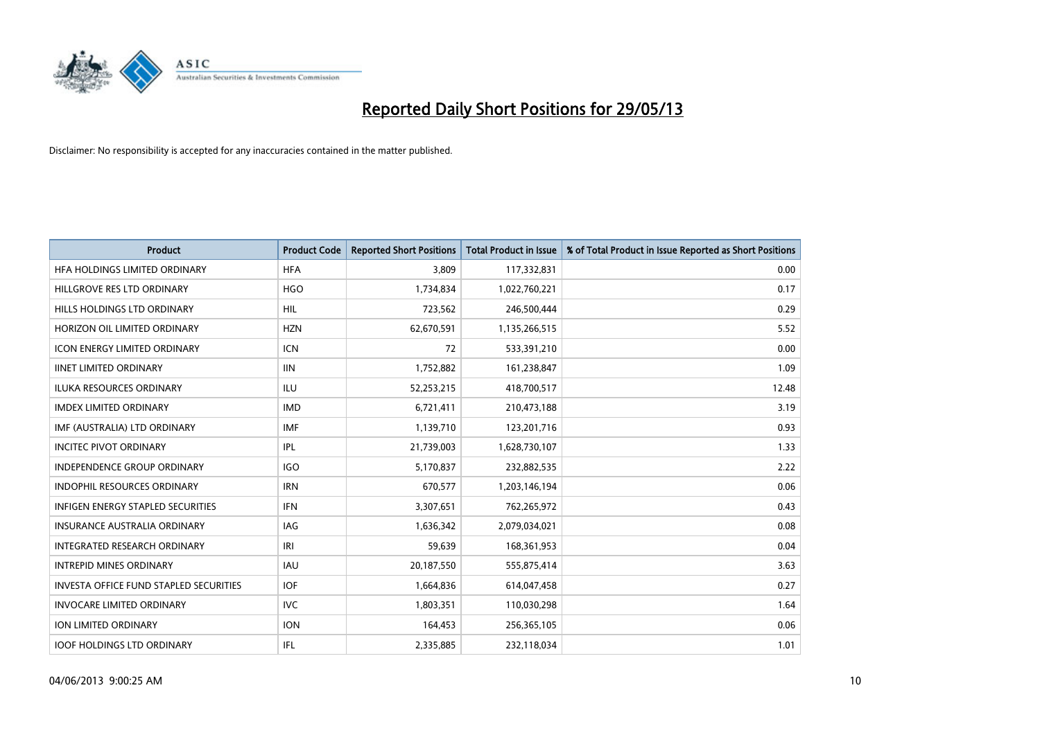# Reported Daily Short Positions for 29/05/13

Disclaimer: No responsibility is accepted for any inaccuracies contained in the matter published.

| Product | Product Code | Reported Short Positions | Total Product in Issue | % of Total Product in Issue Reported as Short Positions |
|---|---|---|---|---|
| HFA HOLDINGS LIMITED ORDINARY | HFA | 3,809 | 117,332,831 | 0.00 |
| HILLGROVE RES LTD ORDINARY | HGO | 1,734,834 | 1,022,760,221 | 0.17 |
| HILLS HOLDINGS LTD ORDINARY | HIL | 723,562 | 246,500,444 | 0.29 |
| HORIZON OIL LIMITED ORDINARY | HZN | 62,670,591 | 1,135,266,515 | 5.52 |
| ICON ENERGY LIMITED ORDINARY | ICN | 72 | 533,391,210 | 0.00 |
| IINET LIMITED ORDINARY | IIN | 1,752,882 | 161,238,847 | 1.09 |
| ILUKA RESOURCES ORDINARY | ILU | 52,253,215 | 418,700,517 | 12.48 |
| IMDEX LIMITED ORDINARY | IMD | 6,721,411 | 210,473,188 | 3.19 |
| IMF (AUSTRALIA) LTD ORDINARY | IMF | 1,139,710 | 123,201,716 | 0.93 |
| INCITEC PIVOT ORDINARY | IPL | 21,739,003 | 1,628,730,107 | 1.33 |
| INDEPENDENCE GROUP ORDINARY | IGO | 5,170,837 | 232,882,535 | 2.22 |
| INDOPHIL RESOURCES ORDINARY | IRN | 670,577 | 1,203,146,194 | 0.06 |
| INFIGEN ENERGY STAPLED SECURITIES | IFN | 3,307,651 | 762,265,972 | 0.43 |
| INSURANCE AUSTRALIA ORDINARY | IAG | 1,636,342 | 2,079,034,021 | 0.08 |
| INTEGRATED RESEARCH ORDINARY | IRI | 59,639 | 168,361,953 | 0.04 |
| INTREPID MINES ORDINARY | IAU | 20,187,550 | 555,875,414 | 3.63 |
| INVESTA OFFICE FUND STAPLED SECURITIES | IOF | 1,664,836 | 614,047,458 | 0.27 |
| INVOCARE LIMITED ORDINARY | IVC | 1,803,351 | 110,030,298 | 1.64 |
| ION LIMITED ORDINARY | ION | 164,453 | 256,365,105 | 0.06 |
| IOOF HOLDINGS LTD ORDINARY | IFL | 2,335,885 | 232,118,034 | 1.01 |

04/06/2013 9:00:25 AM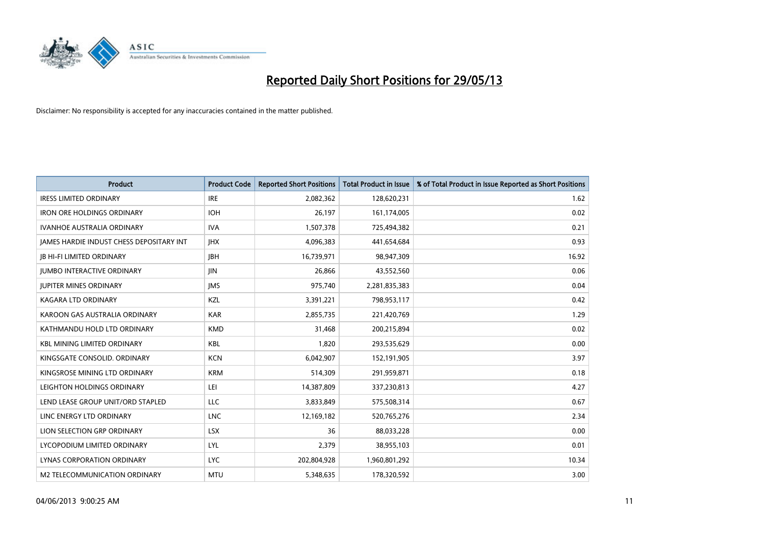# Reported Daily Short Positions for 29/05/13

Disclaimer: No responsibility is accepted for any inaccuracies contained in the matter published.

| Product | Product Code | Reported Short Positions | Total Product in Issue | % of Total Product in Issue Reported as Short Positions |
|---|---|---|---|---|
| IRESS LIMITED ORDINARY | IRE | 2,082,362 | 128,620,231 | 1.62 |
| IRON ORE HOLDINGS ORDINARY | IOH | 26,197 | 161,174,005 | 0.02 |
| IVANHOE AUSTRALIA ORDINARY | IVA | 1,507,378 | 725,494,382 | 0.21 |
| JAMES HARDIE INDUST CHESS DEPOSITARY INT | JHX | 4,096,383 | 441,654,684 | 0.93 |
| JB HI-FI LIMITED ORDINARY | JBH | 16,739,971 | 98,947,309 | 16.92 |
| JUMBO INTERACTIVE ORDINARY | JIN | 26,866 | 43,552,560 | 0.06 |
| JUPITER MINES ORDINARY | JMS | 975,740 | 2,281,835,383 | 0.04 |
| KAGARA LTD ORDINARY | KZL | 3,391,221 | 798,953,117 | 0.42 |
| KAROON GAS AUSTRALIA ORDINARY | KAR | 2,855,735 | 221,420,769 | 1.29 |
| KATHMANDU HOLD LTD ORDINARY | KMD | 31,468 | 200,215,894 | 0.02 |
| KBL MINING LIMITED ORDINARY | KBL | 1,820 | 293,535,629 | 0.00 |
| KINGSGATE CONSOLID. ORDINARY | KCN | 6,042,907 | 152,191,905 | 3.97 |
| KINGSROSE MINING LTD ORDINARY | KRM | 514,309 | 291,959,871 | 0.18 |
| LEIGHTON HOLDINGS ORDINARY | LEI | 14,387,809 | 337,230,813 | 4.27 |
| LEND LEASE GROUP UNIT/ORD STAPLED | LLC | 3,833,849 | 575,508,314 | 0.67 |
| LINC ENERGY LTD ORDINARY | LNC | 12,169,182 | 520,765,276 | 2.34 |
| LION SELECTION GRP ORDINARY | LSX | 36 | 88,033,228 | 0.00 |
| LYCOPODIUM LIMITED ORDINARY | LYL | 2,379 | 38,955,103 | 0.01 |
| LYNAS CORPORATION ORDINARY | LYC | 202,804,928 | 1,960,801,292 | 10.34 |
| M2 TELECOMMUNICATION ORDINARY | MTU | 5,348,635 | 178,320,592 | 3.00 |

04/06/2013 9:00:25 AM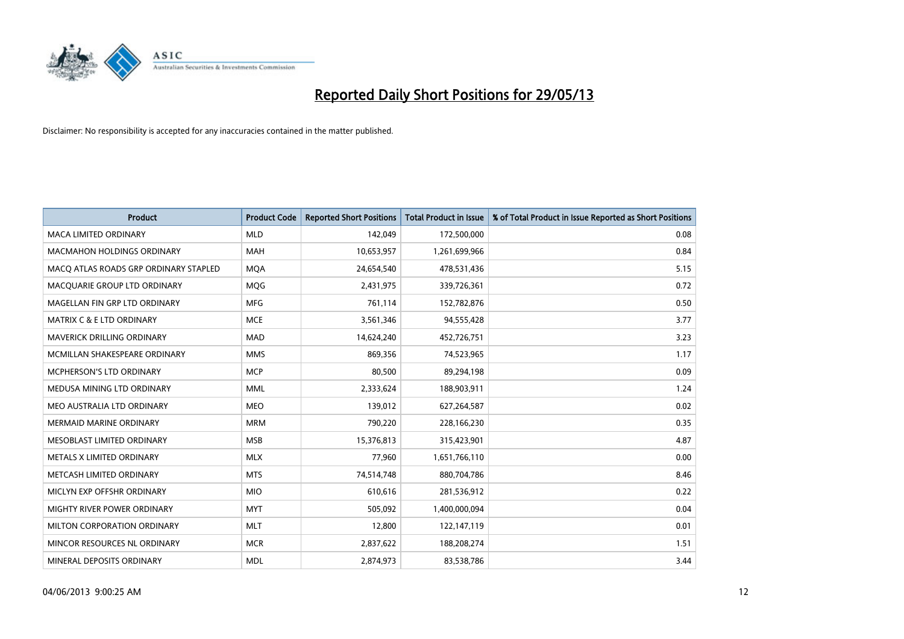# Reported Daily Short Positions for 29/05/13

Disclaimer: No responsibility is accepted for any inaccuracies contained in the matter published.

| Product | Product Code | Reported Short Positions | Total Product in Issue | % of Total Product in Issue Reported as Short Positions |
|---|---|---|---|---|
| MACA LIMITED ORDINARY | MLD | 142,049 | 172,500,000 | 0.08 |
| MACMAHON HOLDINGS ORDINARY | MAH | 10,653,957 | 1,261,699,966 | 0.84 |
| MACQ ATLAS ROADS GRP ORDINARY STAPLED | MQA | 24,654,540 | 478,531,436 | 5.15 |
| MACQUARIE GROUP LTD ORDINARY | MQG | 2,431,975 | 339,726,361 | 0.72 |
| MAGELLAN FIN GRP LTD ORDINARY | MFG | 761,114 | 152,782,876 | 0.50 |
| MATRIX C & E LTD ORDINARY | MCE | 3,561,346 | 94,555,428 | 3.77 |
| MAVERICK DRILLING ORDINARY | MAD | 14,624,240 | 452,726,751 | 3.23 |
| MCMILLAN SHAKESPEARE ORDINARY | MMS | 869,356 | 74,523,965 | 1.17 |
| MCPHERSON'S LTD ORDINARY | MCP | 80,500 | 89,294,198 | 0.09 |
| MEDUSA MINING LTD ORDINARY | MML | 2,333,624 | 188,903,911 | 1.24 |
| MEO AUSTRALIA LTD ORDINARY | MEO | 139,012 | 627,264,587 | 0.02 |
| MERMAID MARINE ORDINARY | MRM | 790,220 | 228,166,230 | 0.35 |
| MESOBLAST LIMITED ORDINARY | MSB | 15,376,813 | 315,423,901 | 4.87 |
| METALS X LIMITED ORDINARY | MLX | 77,960 | 1,651,766,110 | 0.00 |
| METCASH LIMITED ORDINARY | MTS | 74,514,748 | 880,704,786 | 8.46 |
| MICLYN EXP OFFSHR ORDINARY | MIO | 610,616 | 281,536,912 | 0.22 |
| MIGHTY RIVER POWER ORDINARY | MYT | 505,092 | 1,400,000,094 | 0.04 |
| MILTON CORPORATION ORDINARY | MLT | 12,800 | 122,147,119 | 0.01 |
| MINCOR RESOURCES NL ORDINARY | MCR | 2,837,622 | 188,208,274 | 1.51 |
| MINERAL DEPOSITS ORDINARY | MDL | 2,874,973 | 83,538,786 | 3.44 |

04/06/2013 9:00:25 AM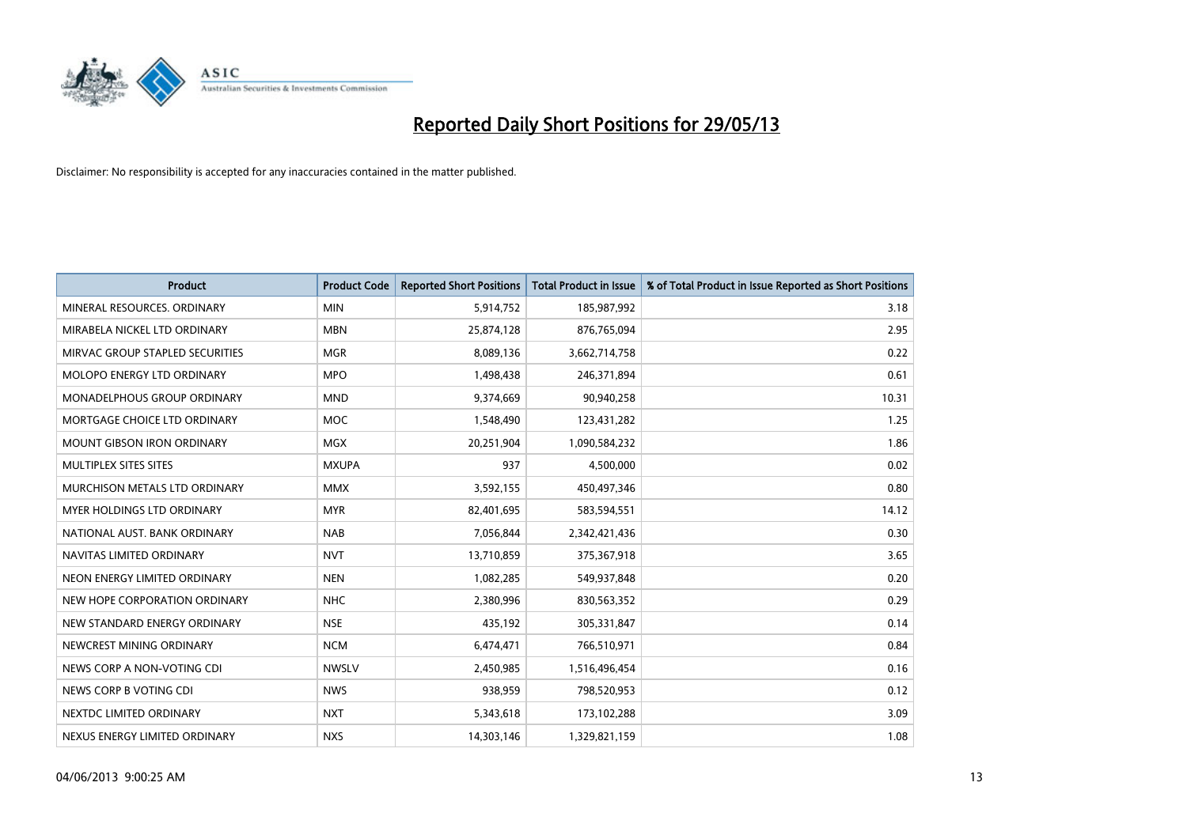# Reported Daily Short Positions for 29/05/13

Disclaimer: No responsibility is accepted for any inaccuracies contained in the matter published.

| Product | Product Code | Reported Short Positions | Total Product in Issue | % of Total Product in Issue Reported as Short Positions |
|---|---|---|---|---|
| MINERAL RESOURCES. ORDINARY | MIN | 5,914,752 | 185,987,992 | 3.18 |
| MIRABELA NICKEL LTD ORDINARY | MBN | 25,874,128 | 876,765,094 | 2.95 |
| MIRVAC GROUP STAPLED SECURITIES | MGR | 8,089,136 | 3,662,714,758 | 0.22 |
| MOLOPO ENERGY LTD ORDINARY | MPO | 1,498,438 | 246,371,894 | 0.61 |
| MONADELPHOUS GROUP ORDINARY | MND | 9,374,669 | 90,940,258 | 10.31 |
| MORTGAGE CHOICE LTD ORDINARY | MOC | 1,548,490 | 123,431,282 | 1.25 |
| MOUNT GIBSON IRON ORDINARY | MGX | 20,251,904 | 1,090,584,232 | 1.86 |
| MULTIPLEX SITES SITES | MXUPA | 937 | 4,500,000 | 0.02 |
| MURCHISON METALS LTD ORDINARY | MMX | 3,592,155 | 450,497,346 | 0.80 |
| MYER HOLDINGS LTD ORDINARY | MYR | 82,401,695 | 583,594,551 | 14.12 |
| NATIONAL AUST. BANK ORDINARY | NAB | 7,056,844 | 2,342,421,436 | 0.30 |
| NAVITAS LIMITED ORDINARY | NVT | 13,710,859 | 375,367,918 | 3.65 |
| NEON ENERGY LIMITED ORDINARY | NEN | 1,082,285 | 549,937,848 | 0.20 |
| NEW HOPE CORPORATION ORDINARY | NHC | 2,380,996 | 830,563,352 | 0.29 |
| NEW STANDARD ENERGY ORDINARY | NSE | 435,192 | 305,331,847 | 0.14 |
| NEWCREST MINING ORDINARY | NCM | 6,474,471 | 766,510,971 | 0.84 |
| NEWS CORP A NON-VOTING CDI | NWSLV | 2,450,985 | 1,516,496,454 | 0.16 |
| NEWS CORP B VOTING CDI | NWS | 938,959 | 798,520,953 | 0.12 |
| NEXTDC LIMITED ORDINARY | NXT | 5,343,618 | 173,102,288 | 3.09 |
| NEXUS ENERGY LIMITED ORDINARY | NXS | 14,303,146 | 1,329,821,159 | 1.08 |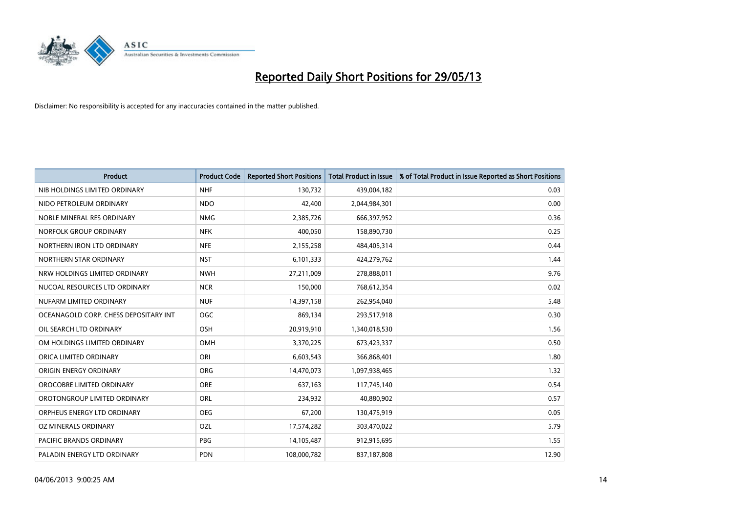# Reported Daily Short Positions for 29/05/13

Disclaimer: No responsibility is accepted for any inaccuracies contained in the matter published.

| Product | Product Code | Reported Short Positions | Total Product in Issue | % of Total Product in Issue Reported as Short Positions |
|---|---|---|---|---|
| NIB HOLDINGS LIMITED ORDINARY | NHF | 130,732 | 439,004,182 | 0.03 |
| NIDO PETROLEUM ORDINARY | NDO | 42,400 | 2,044,984,301 | 0.00 |
| NOBLE MINERAL RES ORDINARY | NMG | 2,385,726 | 666,397,952 | 0.36 |
| NORFOLK GROUP ORDINARY | NFK | 400,050 | 158,890,730 | 0.25 |
| NORTHERN IRON LTD ORDINARY | NFE | 2,155,258 | 484,405,314 | 0.44 |
| NORTHERN STAR ORDINARY | NST | 6,101,333 | 424,279,762 | 1.44 |
| NRW HOLDINGS LIMITED ORDINARY | NWH | 27,211,009 | 278,888,011 | 9.76 |
| NUCOAL RESOURCES LTD ORDINARY | NCR | 150,000 | 768,612,354 | 0.02 |
| NUFARM LIMITED ORDINARY | NUF | 14,397,158 | 262,954,040 | 5.48 |
| OCEANAGOLD CORP. CHESS DEPOSITARY INT | OGC | 869,134 | 293,517,918 | 0.30 |
| OIL SEARCH LTD ORDINARY | OSH | 20,919,910 | 1,340,018,530 | 1.56 |
| OM HOLDINGS LIMITED ORDINARY | OMH | 3,370,225 | 673,423,337 | 0.50 |
| ORICA LIMITED ORDINARY | ORI | 6,603,543 | 366,868,401 | 1.80 |
| ORIGIN ENERGY ORDINARY | ORG | 14,470,073 | 1,097,938,465 | 1.32 |
| OROCOBRE LIMITED ORDINARY | ORE | 637,163 | 117,745,140 | 0.54 |
| OROTONGROUP LIMITED ORDINARY | ORL | 234,932 | 40,880,902 | 0.57 |
| ORPHEUS ENERGY LTD ORDINARY | OEG | 67,200 | 130,475,919 | 0.05 |
| OZ MINERALS ORDINARY | OZL | 17,574,282 | 303,470,022 | 5.79 |
| PACIFIC BRANDS ORDINARY | PBG | 14,105,487 | 912,915,695 | 1.55 |
| PALADIN ENERGY LTD ORDINARY | PDN | 108,000,782 | 837,187,808 | 12.90 |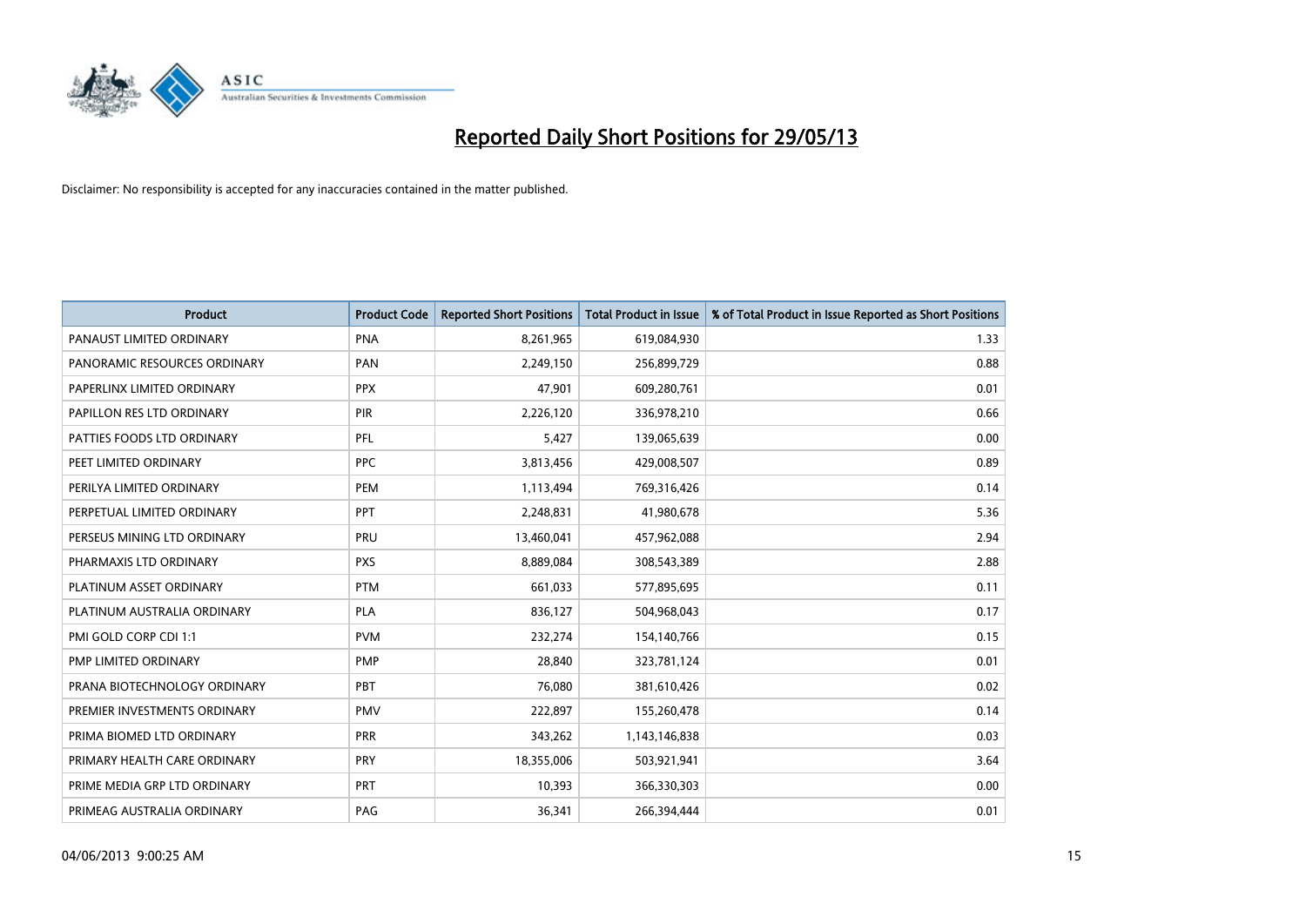# Reported Daily Short Positions for 29/05/13

Disclaimer: No responsibility is accepted for any inaccuracies contained in the matter published.

| Product | Product Code | Reported Short Positions | Total Product in Issue | % of Total Product in Issue Reported as Short Positions |
|---|---|---|---|---|
| PANAUST LIMITED ORDINARY | PNA | 8,261,965 | 619,084,930 | 1.33 |
| PANORAMIC RESOURCES ORDINARY | PAN | 2,249,150 | 256,899,729 | 0.88 |
| PAPERLINX LIMITED ORDINARY | PPX | 47,901 | 609,280,761 | 0.01 |
| PAPILLON RES LTD ORDINARY | PIR | 2,226,120 | 336,978,210 | 0.66 |
| PATTIES FOODS LTD ORDINARY | PFL | 5,427 | 139,065,639 | 0.00 |
| PEET LIMITED ORDINARY | PPC | 3,813,456 | 429,008,507 | 0.89 |
| PERILYA LIMITED ORDINARY | PEM | 1,113,494 | 769,316,426 | 0.14 |
| PERPETUAL LIMITED ORDINARY | PPT | 2,248,831 | 41,980,678 | 5.36 |
| PERSEUS MINING LTD ORDINARY | PRU | 13,460,041 | 457,962,088 | 2.94 |
| PHARMAXIS LTD ORDINARY | PXS | 8,889,084 | 308,543,389 | 2.88 |
| PLATINUM ASSET ORDINARY | PTM | 661,033 | 577,895,695 | 0.11 |
| PLATINUM AUSTRALIA ORDINARY | PLA | 836,127 | 504,968,043 | 0.17 |
| PMI GOLD CORP CDI 1:1 | PVM | 232,274 | 154,140,766 | 0.15 |
| PMP LIMITED ORDINARY | PMP | 28,840 | 323,781,124 | 0.01 |
| PRANA BIOTECHNOLOGY ORDINARY | PBT | 76,080 | 381,610,426 | 0.02 |
| PREMIER INVESTMENTS ORDINARY | PMV | 222,897 | 155,260,478 | 0.14 |
| PRIMA BIOMED LTD ORDINARY | PRR | 343,262 | 1,143,146,838 | 0.03 |
| PRIMARY HEALTH CARE ORDINARY | PRY | 18,355,006 | 503,921,941 | 3.64 |
| PRIME MEDIA GRP LTD ORDINARY | PRT | 10,393 | 366,330,303 | 0.00 |
| PRIMEAG AUSTRALIA ORDINARY | PAG | 36,341 | 266,394,444 | 0.01 |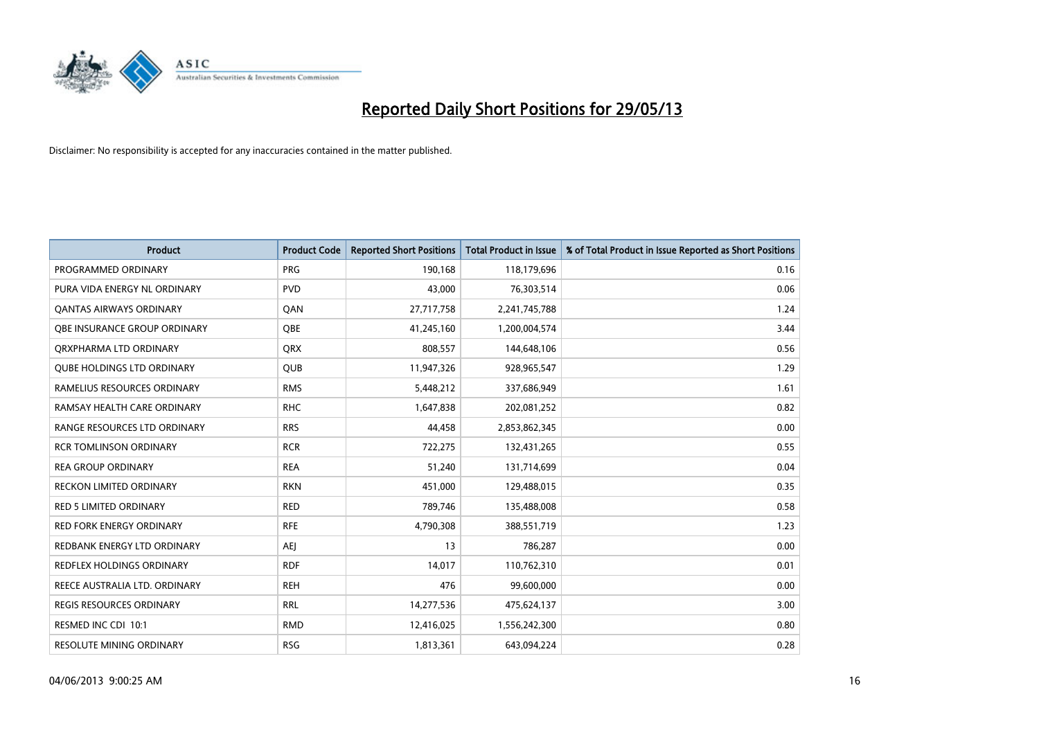# Reported Daily Short Positions for 29/05/13

Disclaimer: No responsibility is accepted for any inaccuracies contained in the matter published.

| Product | Product Code | Reported Short Positions | Total Product in Issue | % of Total Product in Issue Reported as Short Positions |
|---|---|---|---|---|
| PROGRAMMED ORDINARY | PRG | 190,168 | 118,179,696 | 0.16 |
| PURA VIDA ENERGY NL ORDINARY | PVD | 43,000 | 76,303,514 | 0.06 |
| QANTAS AIRWAYS ORDINARY | QAN | 27,717,758 | 2,241,745,788 | 1.24 |
| QBE INSURANCE GROUP ORDINARY | QBE | 41,245,160 | 1,200,004,574 | 3.44 |
| QRXPHARMA LTD ORDINARY | QRX | 808,557 | 144,648,106 | 0.56 |
| QUBE HOLDINGS LTD ORDINARY | QUB | 11,947,326 | 928,965,547 | 1.29 |
| RAMELIUS RESOURCES ORDINARY | RMS | 5,448,212 | 337,686,949 | 1.61 |
| RAMSAY HEALTH CARE ORDINARY | RHC | 1,647,838 | 202,081,252 | 0.82 |
| RANGE RESOURCES LTD ORDINARY | RRS | 44,458 | 2,853,862,345 | 0.00 |
| RCR TOMLINSON ORDINARY | RCR | 722,275 | 132,431,265 | 0.55 |
| REA GROUP ORDINARY | REA | 51,240 | 131,714,699 | 0.04 |
| RECKON LIMITED ORDINARY | RKN | 451,000 | 129,488,015 | 0.35 |
| RED 5 LIMITED ORDINARY | RED | 789,746 | 135,488,008 | 0.58 |
| RED FORK ENERGY ORDINARY | RFE | 4,790,308 | 388,551,719 | 1.23 |
| REDBANK ENERGY LTD ORDINARY | AEJ | 13 | 786,287 | 0.00 |
| REDFLEX HOLDINGS ORDINARY | RDF | 14,017 | 110,762,310 | 0.01 |
| REECE AUSTRALIA LTD. ORDINARY | REH | 476 | 99,600,000 | 0.00 |
| REGIS RESOURCES ORDINARY | RRL | 14,277,536 | 475,624,137 | 3.00 |
| RESMED INC CDI 10:1 | RMD | 12,416,025 | 1,556,242,300 | 0.80 |
| RESOLUTE MINING ORDINARY | RSG | 1,813,361 | 643,094,224 | 0.28 |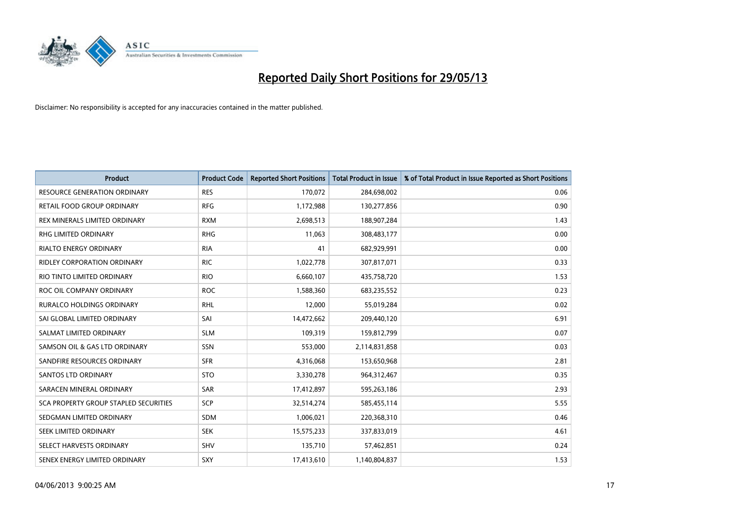# Reported Daily Short Positions for 29/05/13

Disclaimer: No responsibility is accepted for any inaccuracies contained in the matter published.

| Product | Product Code | Reported Short Positions | Total Product in Issue | % of Total Product in Issue Reported as Short Positions |
|---|---|---|---|---|
| RESOURCE GENERATION ORDINARY | RES | 170,072 | 284,698,002 | 0.06 |
| RETAIL FOOD GROUP ORDINARY | RFG | 1,172,988 | 130,277,856 | 0.90 |
| REX MINERALS LIMITED ORDINARY | RXM | 2,698,513 | 188,907,284 | 1.43 |
| RHG LIMITED ORDINARY | RHG | 11,063 | 308,483,177 | 0.00 |
| RIALTO ENERGY ORDINARY | RIA | 41 | 682,929,991 | 0.00 |
| RIDLEY CORPORATION ORDINARY | RIC | 1,022,778 | 307,817,071 | 0.33 |
| RIO TINTO LIMITED ORDINARY | RIO | 6,660,107 | 435,758,720 | 1.53 |
| ROC OIL COMPANY ORDINARY | ROC | 1,588,360 | 683,235,552 | 0.23 |
| RURALCO HOLDINGS ORDINARY | RHL | 12,000 | 55,019,284 | 0.02 |
| SAI GLOBAL LIMITED ORDINARY | SAI | 14,472,662 | 209,440,120 | 6.91 |
| SALMAT LIMITED ORDINARY | SLM | 109,319 | 159,812,799 | 0.07 |
| SAMSON OIL & GAS LTD ORDINARY | SSN | 553,000 | 2,114,831,858 | 0.03 |
| SANDFIRE RESOURCES ORDINARY | SFR | 4,316,068 | 153,650,968 | 2.81 |
| SANTOS LTD ORDINARY | STO | 3,330,278 | 964,312,467 | 0.35 |
| SARACEN MINERAL ORDINARY | SAR | 17,412,897 | 595,263,186 | 2.93 |
| SCA PROPERTY GROUP STAPLED SECURITIES | SCP | 32,514,274 | 585,455,114 | 5.55 |
| SEDGMAN LIMITED ORDINARY | SDM | 1,006,021 | 220,368,310 | 0.46 |
| SEEK LIMITED ORDINARY | SEK | 15,575,233 | 337,833,019 | 4.61 |
| SELECT HARVESTS ORDINARY | SHV | 135,710 | 57,462,851 | 0.24 |
| SENEX ENERGY LIMITED ORDINARY | SXY | 17,413,610 | 1,140,804,837 | 1.53 |

04/06/2013 9:00:25 AM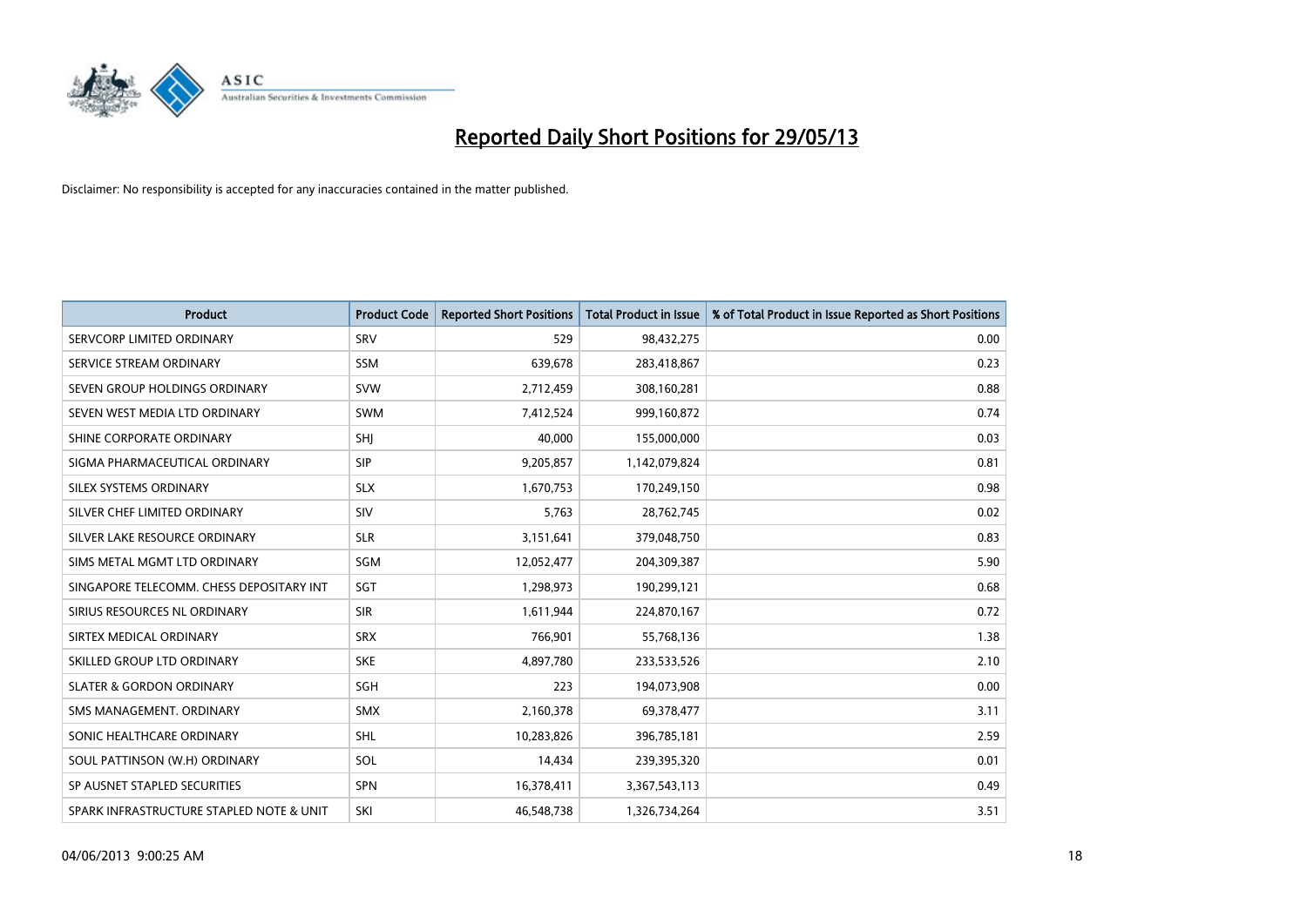# Reported Daily Short Positions for 29/05/13

Disclaimer: No responsibility is accepted for any inaccuracies contained in the matter published.

| Product | Product Code | Reported Short Positions | Total Product in Issue | % of Total Product in Issue Reported as Short Positions |
|---|---|---|---|---|
| SERVCORP LIMITED ORDINARY | SRV | 529 | 98,432,275 | 0.00 |
| SERVICE STREAM ORDINARY | SSM | 639,678 | 283,418,867 | 0.23 |
| SEVEN GROUP HOLDINGS ORDINARY | SVW | 2,712,459 | 308,160,281 | 0.88 |
| SEVEN WEST MEDIA LTD ORDINARY | SWM | 7,412,524 | 999,160,872 | 0.74 |
| SHINE CORPORATE ORDINARY | SHJ | 40,000 | 155,000,000 | 0.03 |
| SIGMA PHARMACEUTICAL ORDINARY | SIP | 9,205,857 | 1,142,079,824 | 0.81 |
| SILEX SYSTEMS ORDINARY | SLX | 1,670,753 | 170,249,150 | 0.98 |
| SILVER CHEF LIMITED ORDINARY | SIV | 5,763 | 28,762,745 | 0.02 |
| SILVER LAKE RESOURCE ORDINARY | SLR | 3,151,641 | 379,048,750 | 0.83 |
| SIMS METAL MGMT LTD ORDINARY | SGM | 12,052,477 | 204,309,387 | 5.90 |
| SINGAPORE TELECOMM. CHESS DEPOSITARY INT | SGT | 1,298,973 | 190,299,121 | 0.68 |
| SIRIUS RESOURCES NL ORDINARY | SIR | 1,611,944 | 224,870,167 | 0.72 |
| SIRTEX MEDICAL ORDINARY | SRX | 766,901 | 55,768,136 | 1.38 |
| SKILLED GROUP LTD ORDINARY | SKE | 4,897,780 | 233,533,526 | 2.10 |
| SLATER & GORDON ORDINARY | SGH | 223 | 194,073,908 | 0.00 |
| SMS MANAGEMENT. ORDINARY | SMX | 2,160,378 | 69,378,477 | 3.11 |
| SONIC HEALTHCARE ORDINARY | SHL | 10,283,826 | 396,785,181 | 2.59 |
| SOUL PATTINSON (W.H) ORDINARY | SOL | 14,434 | 239,395,320 | 0.01 |
| SP AUSNET STAPLED SECURITIES | SPN | 16,378,411 | 3,367,543,113 | 0.49 |
| SPARK INFRASTRUCTURE STAPLED NOTE & UNIT | SKI | 46,548,738 | 1,326,734,264 | 3.51 |

04/06/2013 9:00:25 AM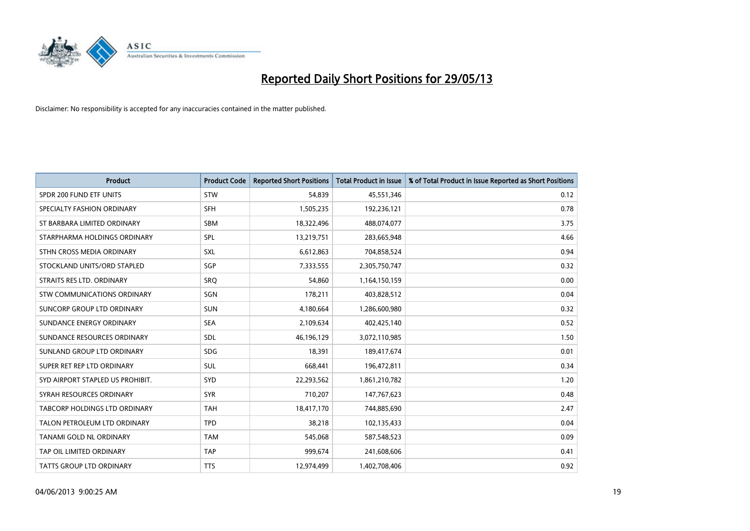# Reported Daily Short Positions for 29/05/13

Disclaimer: No responsibility is accepted for any inaccuracies contained in the matter published.

| Product | Product Code | Reported Short Positions | Total Product in Issue | % of Total Product in Issue Reported as Short Positions |
|---|---|---|---|---|
| SPDR 200 FUND ETF UNITS | STW | 54,839 | 45,551,346 | 0.12 |
| SPECIALTY FASHION ORDINARY | SFH | 1,505,235 | 192,236,121 | 0.78 |
| ST BARBARA LIMITED ORDINARY | SBM | 18,322,496 | 488,074,077 | 3.75 |
| STARPHARMA HOLDINGS ORDINARY | SPL | 13,219,751 | 283,665,948 | 4.66 |
| STHN CROSS MEDIA ORDINARY | SXL | 6,612,863 | 704,858,524 | 0.94 |
| STOCKLAND UNITS/ORD STAPLED | SGP | 7,333,555 | 2,305,750,747 | 0.32 |
| STRAITS RES LTD. ORDINARY | SRQ | 54,860 | 1,164,150,159 | 0.00 |
| STW COMMUNICATIONS ORDINARY | SGN | 178,211 | 403,828,512 | 0.04 |
| SUNCORP GROUP LTD ORDINARY | SUN | 4,180,664 | 1,286,600,980 | 0.32 |
| SUNDANCE ENERGY ORDINARY | SEA | 2,109,634 | 402,425,140 | 0.52 |
| SUNDANCE RESOURCES ORDINARY | SDL | 46,196,129 | 3,072,110,985 | 1.50 |
| SUNLAND GROUP LTD ORDINARY | SDG | 18,391 | 189,417,674 | 0.01 |
| SUPER RET REP LTD ORDINARY | SUL | 668,441 | 196,472,811 | 0.34 |
| SYD AIRPORT STAPLED US PROHIBIT. | SYD | 22,293,562 | 1,861,210,782 | 1.20 |
| SYRAH RESOURCES ORDINARY | SYR | 710,207 | 147,767,623 | 0.48 |
| TABCORP HOLDINGS LTD ORDINARY | TAH | 18,417,170 | 744,885,690 | 2.47 |
| TALON PETROLEUM LTD ORDINARY | TPD | 38,218 | 102,135,433 | 0.04 |
| TANAMI GOLD NL ORDINARY | TAM | 545,068 | 587,548,523 | 0.09 |
| TAP OIL LIMITED ORDINARY | TAP | 999,674 | 241,608,606 | 0.41 |
| TATTS GROUP LTD ORDINARY | TTS | 12,974,499 | 1,402,708,406 | 0.92 |

04/06/2013 9:00:25 AM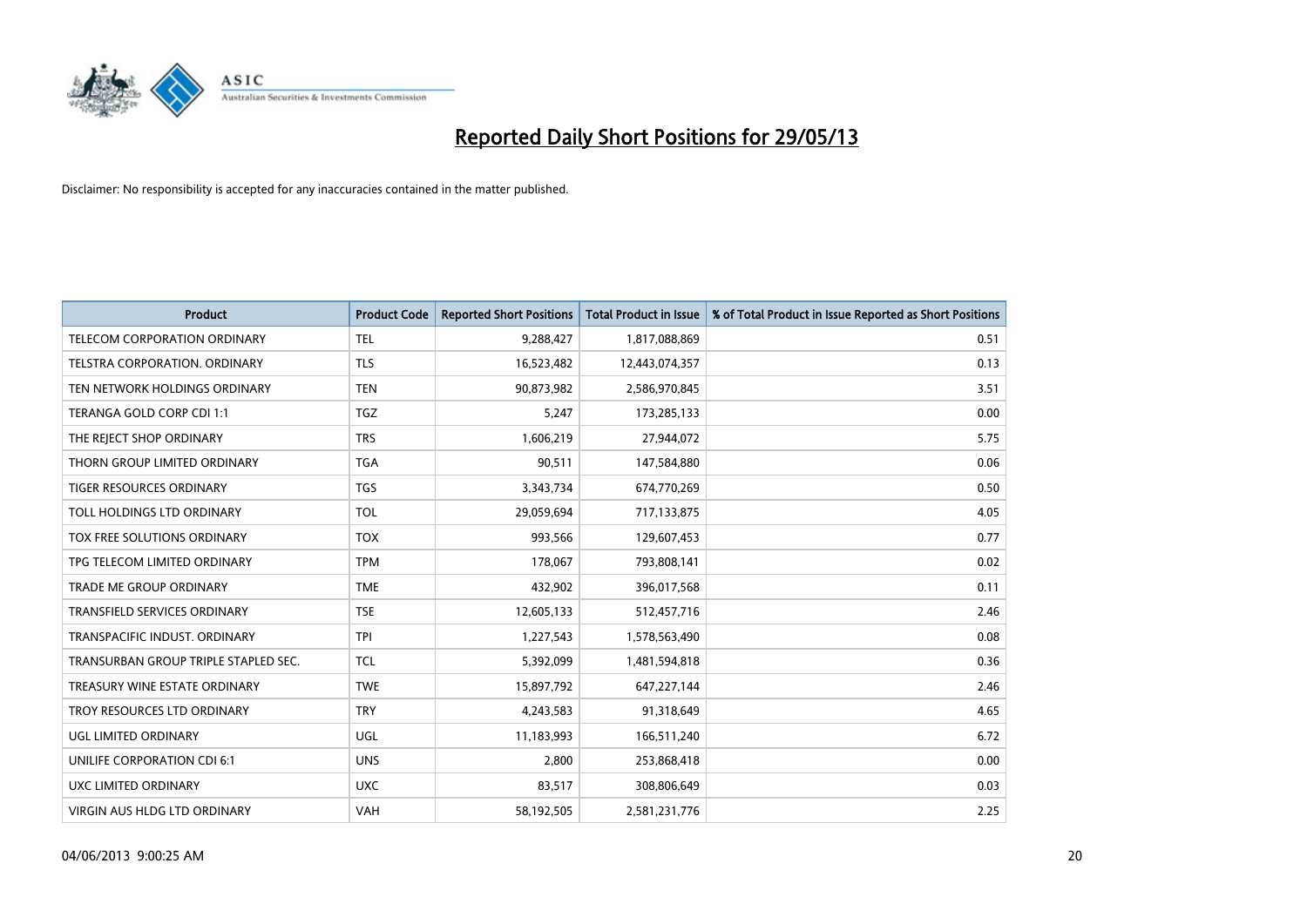# Reported Daily Short Positions for 29/05/13

Disclaimer: No responsibility is accepted for any inaccuracies contained in the matter published.

| Product | Product Code | Reported Short Positions | Total Product in Issue | % of Total Product in Issue Reported as Short Positions |
|---|---|---|---|---|
| TELECOM CORPORATION ORDINARY | TEL | 9,288,427 | 1,817,088,869 | 0.51 |
| TELSTRA CORPORATION. ORDINARY | TLS | 16,523,482 | 12,443,074,357 | 0.13 |
| TEN NETWORK HOLDINGS ORDINARY | TEN | 90,873,982 | 2,586,970,845 | 3.51 |
| TERANGA GOLD CORP CDI 1:1 | TGZ | 5,247 | 173,285,133 | 0.00 |
| THE REJECT SHOP ORDINARY | TRS | 1,606,219 | 27,944,072 | 5.75 |
| THORN GROUP LIMITED ORDINARY | TGA | 90,511 | 147,584,880 | 0.06 |
| TIGER RESOURCES ORDINARY | TGS | 3,343,734 | 674,770,269 | 0.50 |
| TOLL HOLDINGS LTD ORDINARY | TOL | 29,059,694 | 717,133,875 | 4.05 |
| TOX FREE SOLUTIONS ORDINARY | TOX | 993,566 | 129,607,453 | 0.77 |
| TPG TELECOM LIMITED ORDINARY | TPM | 178,067 | 793,808,141 | 0.02 |
| TRADE ME GROUP ORDINARY | TME | 432,902 | 396,017,568 | 0.11 |
| TRANSFIELD SERVICES ORDINARY | TSE | 12,605,133 | 512,457,716 | 2.46 |
| TRANSPACIFIC INDUST. ORDINARY | TPI | 1,227,543 | 1,578,563,490 | 0.08 |
| TRANSURBAN GROUP TRIPLE STAPLED SEC. | TCL | 5,392,099 | 1,481,594,818 | 0.36 |
| TREASURY WINE ESTATE ORDINARY | TWE | 15,897,792 | 647,227,144 | 2.46 |
| TROY RESOURCES LTD ORDINARY | TRY | 4,243,583 | 91,318,649 | 4.65 |
| UGL LIMITED ORDINARY | UGL | 11,183,993 | 166,511,240 | 6.72 |
| UNILIFE CORPORATION CDI 6:1 | UNS | 2,800 | 253,868,418 | 0.00 |
| UXC LIMITED ORDINARY | UXC | 83,517 | 308,806,649 | 0.03 |
| VIRGIN AUS HLDG LTD ORDINARY | VAH | 58,192,505 | 2,581,231,776 | 2.25 |

04/06/2013 9:00:25 AM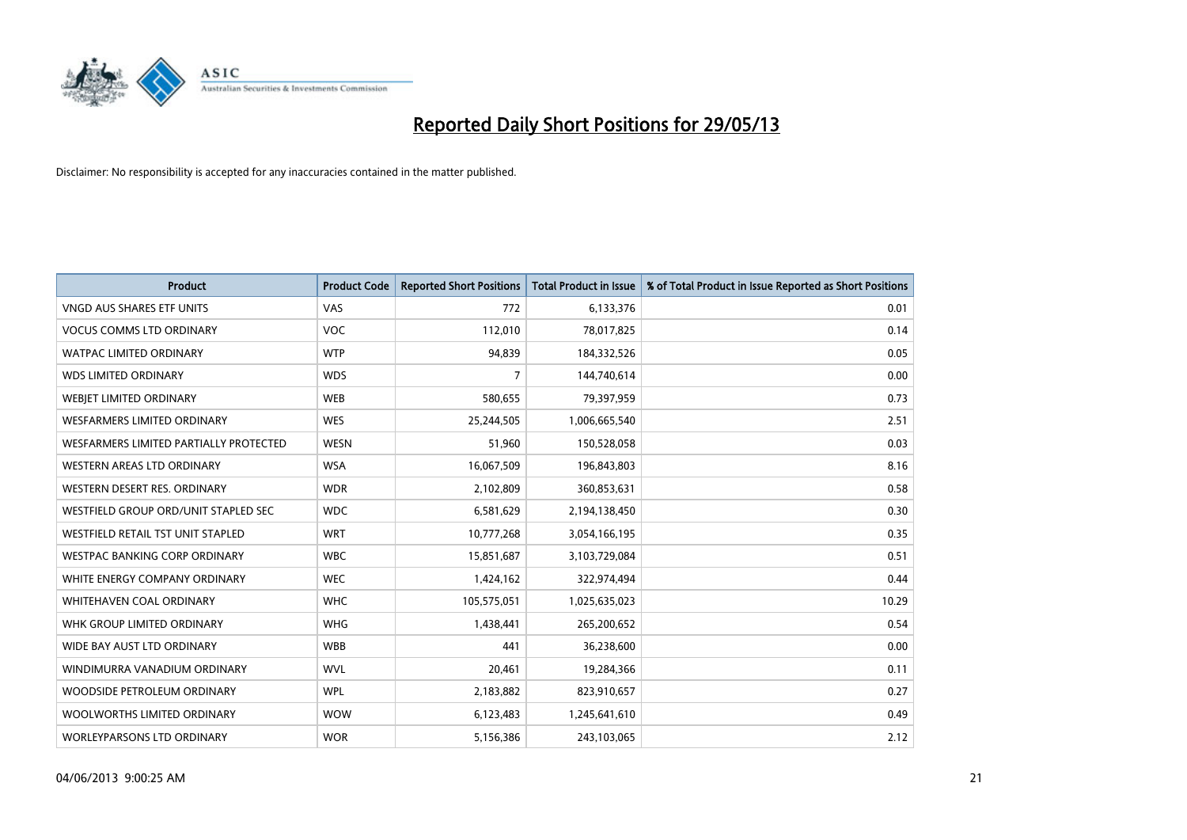# Reported Daily Short Positions for 29/05/13

Disclaimer: No responsibility is accepted for any inaccuracies contained in the matter published.

| Product | Product Code | Reported Short Positions | Total Product in Issue | % of Total Product in Issue Reported as Short Positions |
|---|---|---|---|---|
| VNGD AUS SHARES ETF UNITS | VAS | 772 | 6,133,376 | 0.01 |
| VOCUS COMMS LTD ORDINARY | VOC | 112,010 | 78,017,825 | 0.14 |
| WATPAC LIMITED ORDINARY | WTP | 94,839 | 184,332,526 | 0.05 |
| WDS LIMITED ORDINARY | WDS | 7 | 144,740,614 | 0.00 |
| WEBJET LIMITED ORDINARY | WEB | 580,655 | 79,397,959 | 0.73 |
| WESFARMERS LIMITED ORDINARY | WES | 25,244,505 | 1,006,665,540 | 2.51 |
| WESFARMERS LIMITED PARTIALLY PROTECTED | WESN | 51,960 | 150,528,058 | 0.03 |
| WESTERN AREAS LTD ORDINARY | WSA | 16,067,509 | 196,843,803 | 8.16 |
| WESTERN DESERT RES. ORDINARY | WDR | 2,102,809 | 360,853,631 | 0.58 |
| WESTFIELD GROUP ORD/UNIT STAPLED SEC | WDC | 6,581,629 | 2,194,138,450 | 0.30 |
| WESTFIELD RETAIL TST UNIT STAPLED | WRT | 10,777,268 | 3,054,166,195 | 0.35 |
| WESTPAC BANKING CORP ORDINARY | WBC | 15,851,687 | 3,103,729,084 | 0.51 |
| WHITE ENERGY COMPANY ORDINARY | WEC | 1,424,162 | 322,974,494 | 0.44 |
| WHITEHAVEN COAL ORDINARY | WHC | 105,575,051 | 1,025,635,023 | 10.29 |
| WHK GROUP LIMITED ORDINARY | WHG | 1,438,441 | 265,200,652 | 0.54 |
| WIDE BAY AUST LTD ORDINARY | WBB | 441 | 36,238,600 | 0.00 |
| WINDIMURRA VANADIUM ORDINARY | WVL | 20,461 | 19,284,366 | 0.11 |
| WOODSIDE PETROLEUM ORDINARY | WPL | 2,183,882 | 823,910,657 | 0.27 |
| WOOLWORTHS LIMITED ORDINARY | WOW | 6,123,483 | 1,245,641,610 | 0.49 |
| WORLEYPARSONS LTD ORDINARY | WOR | 5,156,386 | 243,103,065 | 2.12 |

04/06/2013 9:00:25 AM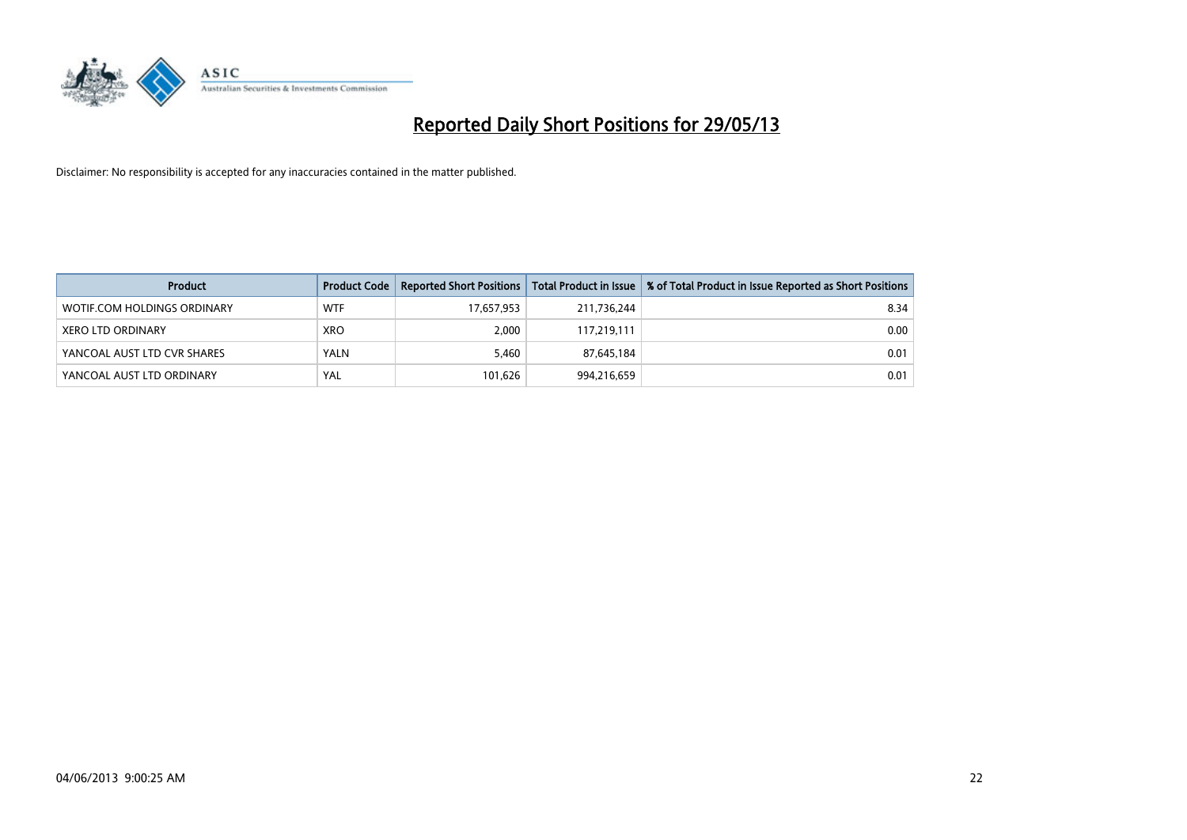# Reported Daily Short Positions for 29/05/13

Disclaimer: No responsibility is accepted for any inaccuracies contained in the matter published.

| Product | Product Code | Reported Short Positions | Total Product in Issue | % of Total Product in Issue Reported as Short Positions |
| --- | --- | --- | --- | --- |
| WOTIF.COM HOLDINGS ORDINARY | WTF | 17,657,953 | 211,736,244 | 8.34 |
| XERO LTD ORDINARY | XRO | 2,000 | 117,219,111 | 0.00 |
| YANCOAL AUST LTD CVR SHARES | YALN | 5,460 | 87,645,184 | 0.01 |
| YANCOAL AUST LTD ORDINARY | YAL | 101,626 | 994,216,659 | 0.01 |